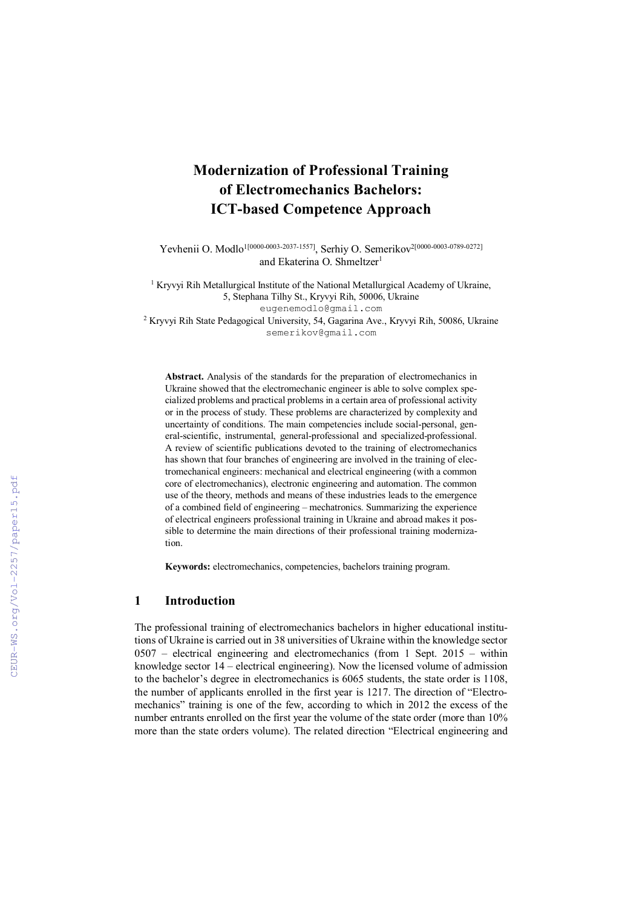# Modernization of Professional Training of Electromechanics Bachelors: ICT-based Competence Approach

Yevhenii O. Modlo[1[0000-0003-2037-1557]], Serhiy O. Semerikov[2[0000-0003-0789-0272]] and Ekaterina O. Shmeltzer[1]

[1] Kryvyi Rih Metallurgical Institute of the National Metallurgical Academy of Ukraine, 5, Stephana Tilhy St., Kryvyi Rih, 50006, Ukraine
eugenemodlo@gmail.com

[2] Kryvyi Rih State Pedagogical University, 54, Gagarina Ave., Kryvyi Rih, 50086, Ukraine
semerikov@gmail.com

**Abstract.** Analysis of the standards for the preparation of electromechanics in Ukraine showed that the electromechanic engineer is able to solve complex specialized problems and practical problems in a certain area of professional activity or in the process of study. These problems are characterized by complexity and uncertainty of conditions. The main competencies include social-personal, general-scientific, instrumental, general-professional and specialized-professional. A review of scientific publications devoted to the training of electromechanics has shown that four branches of engineering are involved in the training of electromechanical engineers: mechanical and electrical engineering (with a common core of electromechanics), electronic engineering and automation. The common use of the theory, methods and means of these industries leads to the emergence of a combined field of engineering – mechatronics. Summarizing the experience of electrical engineers professional training in Ukraine and abroad makes it possible to determine the main directions of their professional training modernization.

**Keywords:** electromechanics, competencies, bachelors training program.

## 1 Introduction

The professional training of electromechanics bachelors in higher educational institutions of Ukraine is carried out in 38 universities of Ukraine within the knowledge sector 0507 – electrical engineering and electromechanics (from 1 Sept. 2015 – within knowledge sector 14 – electrical engineering). Now the licensed volume of admission to the bachelor's degree in electromechanics is 6065 students, the state order is 1108, the number of applicants enrolled in the first year is 1217. The direction of "Electromechanics" training is one of the few, according to which in 2012 the excess of the number entrants enrolled on the first year the volume of the state order (more than 10% more than the state orders volume). The related direction "Electrical engineering and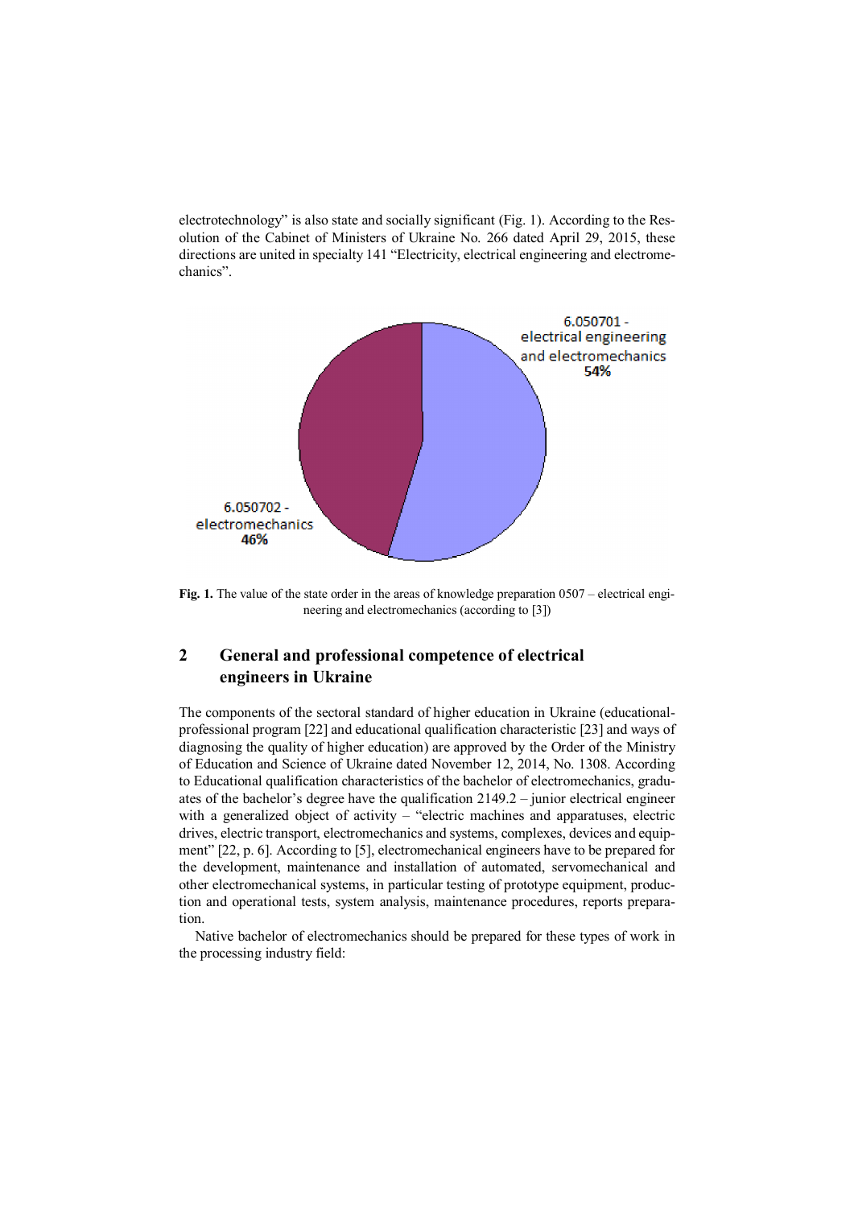electrotechnology" is also state and socially significant (Fig. 1). According to the Resolution of the Cabinet of Ministers of Ukraine No. 266 dated April 29, 2015, these directions are united in specialty 141 "Electricity, electrical engineering and electromechanics".

**Fig. 1.** The value of the state order in the areas of knowledge preparation 0507 – electrical engineering and electromechanics (according to [3])

## 2 General and professional competence of electrical engineers in Ukraine

The components of the sectoral standard of higher education in Ukraine (educational-professional program [22] and educational qualification characteristic [23] and ways of diagnosing the quality of higher education) are approved by the Order of the Ministry of Education and Science of Ukraine dated November 12, 2014, No. 1308. According to Educational qualification characteristics of the bachelor of electromechanics, graduates of the bachelor's degree have the qualification 2149.2 – junior electrical engineer with a generalized object of activity – "electric machines and apparatuses, electric drives, electric transport, electromechanics and systems, complexes, devices and equipment" [22, p. 6]. According to [5], electromechanical engineers have to be prepared for the development, maintenance and installation of automated, servomechanical and other electromechanical systems, in particular testing of prototype equipment, production and operational tests, system analysis, maintenance procedures, reports preparation.

Native bachelor of electromechanics should be prepared for these types of work in the processing industry field: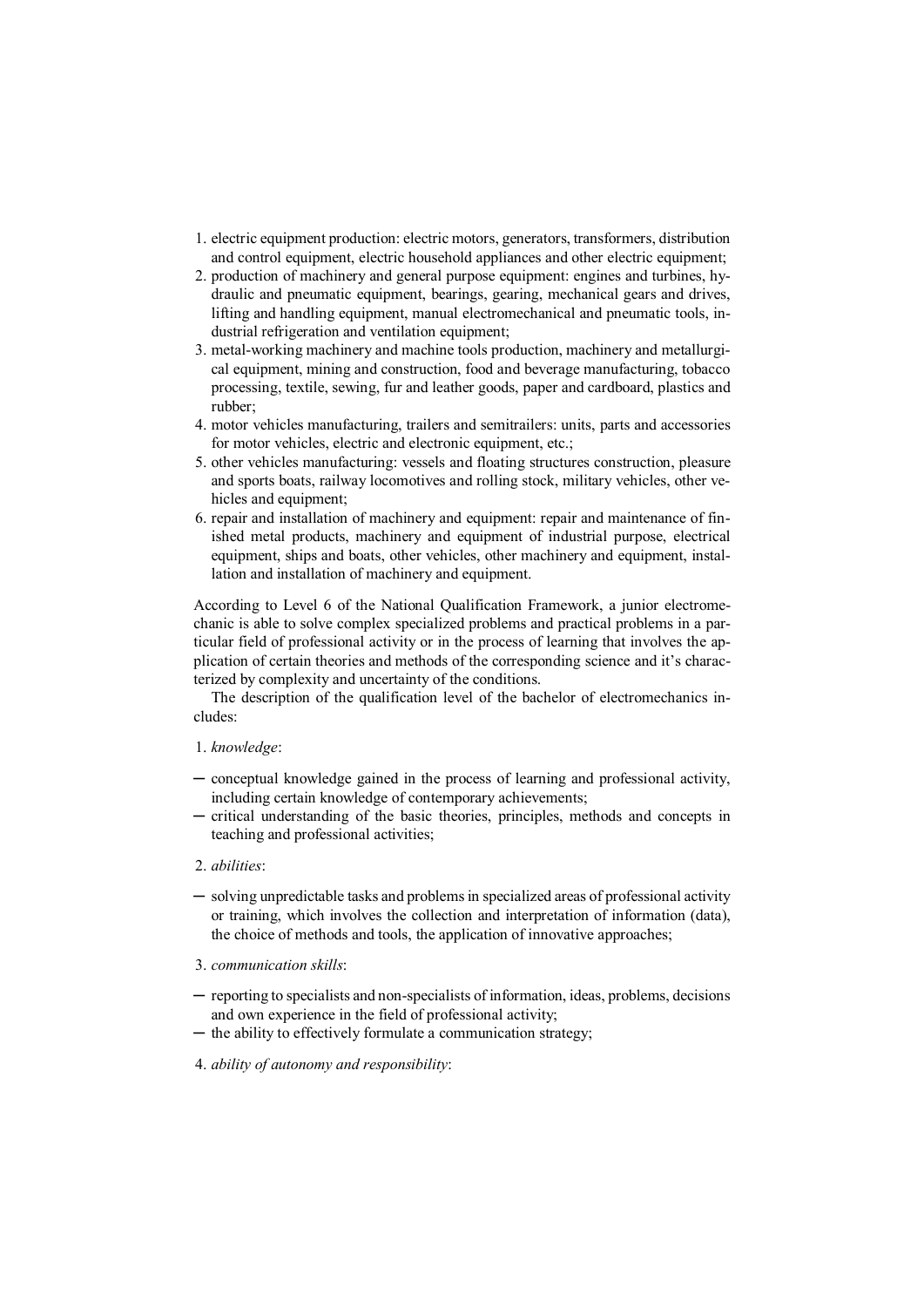1. electric equipment production: electric motors, generators, transformers, distribution and control equipment, electric household appliances and other electric equipment;
2. production of machinery and general purpose equipment: engines and turbines, hydraulic and pneumatic equipment, bearings, gearing, mechanical gears and drives, lifting and handling equipment, manual electromechanical and pneumatic tools, industrial refrigeration and ventilation equipment;
3. metal-working machinery and machine tools production, machinery and metallurgical equipment, mining and construction, food and beverage manufacturing, tobacco processing, textile, sewing, fur and leather goods, paper and cardboard, plastics and rubber;
4. motor vehicles manufacturing, trailers and semitrailers: units, parts and accessories for motor vehicles, electric and electronic equipment, etc.;
5. other vehicles manufacturing: vessels and floating structures construction, pleasure and sports boats, railway locomotives and rolling stock, military vehicles, other vehicles and equipment;
6. repair and installation of machinery and equipment: repair and maintenance of finished metal products, machinery and equipment of industrial purpose, electrical equipment, ships and boats, other vehicles, other machinery and equipment, installation and installation of machinery and equipment.

According to Level 6 of the National Qualification Framework, a junior electromechanic is able to solve complex specialized problems and practical problems in a particular field of professional activity or in the process of learning that involves the application of certain theories and methods of the corresponding science and it's characterized by complexity and uncertainty of the conditions.

The description of the qualification level of the bachelor of electromechanics includes:

1. *knowledge*:

- conceptual knowledge gained in the process of learning and professional activity, including certain knowledge of contemporary achievements;
- critical understanding of the basic theories, principles, methods and concepts in teaching and professional activities;

2. *abilities*:

- solving unpredictable tasks and problems in specialized areas of professional activity or training, which involves the collection and interpretation of information (data), the choice of methods and tools, the application of innovative approaches;

3. *communication skills*:

- reporting to specialists and non-specialists of information, ideas, problems, decisions and own experience in the field of professional activity;
- the ability to effectively formulate a communication strategy;

4. *ability of autonomy and responsibility*: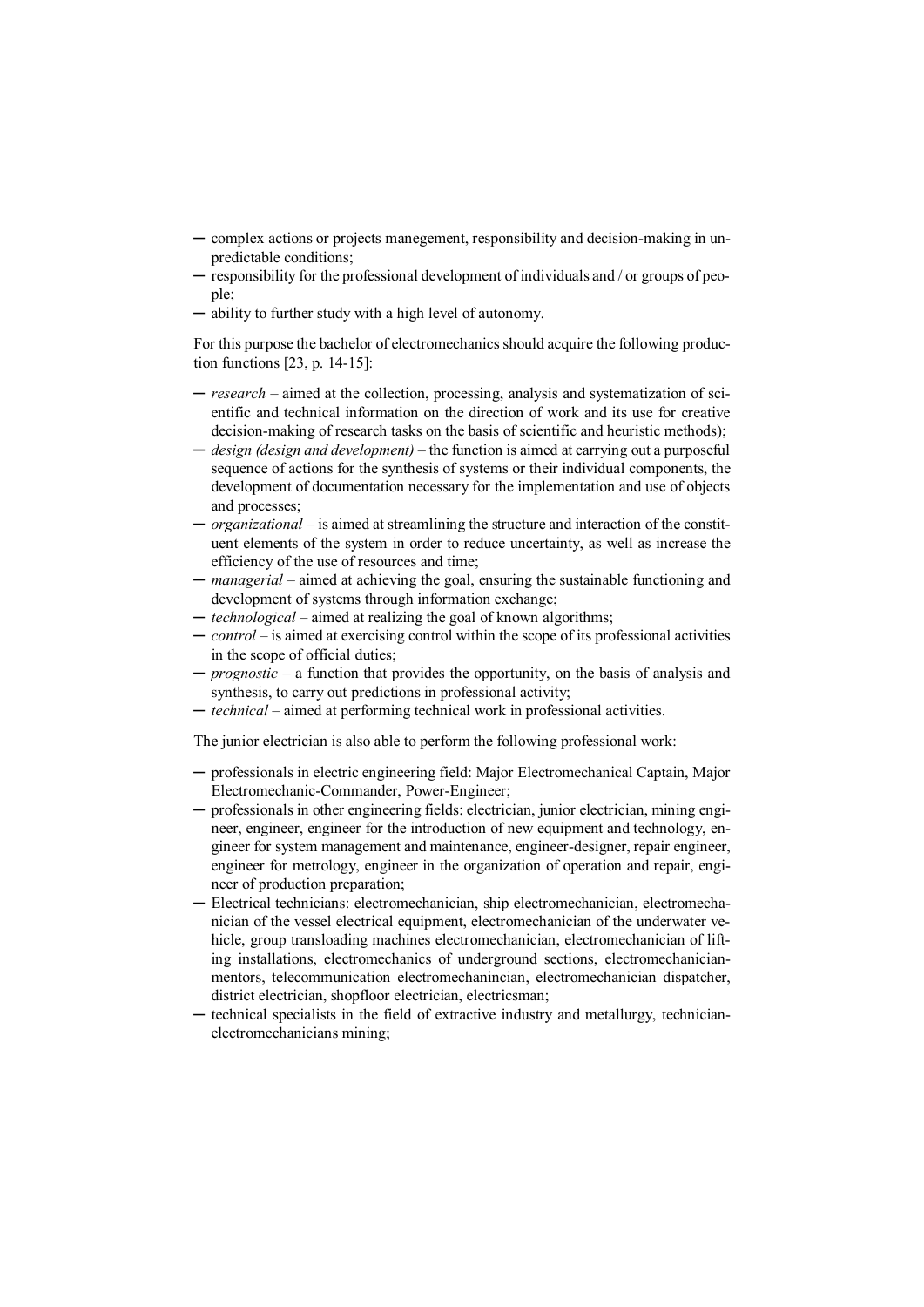- complex actions or projects manegement, responsibility and decision-making in unpredictable conditions;
- responsibility for the professional development of individuals and / or groups of people;
- ability to further study with a high level of autonomy.

For this purpose the bachelor of electromechanics should acquire the following production functions [23, p. 14-15]:

- *research* – aimed at the collection, processing, analysis and systematization of scientific and technical information on the direction of work and its use for creative decision-making of research tasks on the basis of scientific and heuristic methods);
- *design (design and development)* – the function is aimed at carrying out a purposeful sequence of actions for the synthesis of systems or their individual components, the development of documentation necessary for the implementation and use of objects and processes;
- *organizational* – is aimed at streamlining the structure and interaction of the constituent elements of the system in order to reduce uncertainty, as well as increase the efficiency of the use of resources and time;
- *managerial* – aimed at achieving the goal, ensuring the sustainable functioning and development of systems through information exchange;
- *technological* – aimed at realizing the goal of known algorithms;
- *control* – is aimed at exercising control within the scope of its professional activities in the scope of official duties;
- *prognostic* – a function that provides the opportunity, on the basis of analysis and synthesis, to carry out predictions in professional activity;
- *technical* – aimed at performing technical work in professional activities.

The junior electrician is also able to perform the following professional work:

- professionals in electric engineering field: Major Electromechanical Captain, Major Electromechanic-Commander, Power-Engineer;
- professionals in other engineering fields: electrician, junior electrician, mining engineer, engineer, engineer for the introduction of new equipment and technology, engineer for system management and maintenance, engineer-designer, repair engineer, engineer for metrology, engineer in the organization of operation and repair, engineer of production preparation;
- Electrical technicians: electromechanician, ship electromechanician, electromechanician of the vessel electrical equipment, electromechanician of the underwater vehicle, group transloading machines electromechanician, electromechanician of lifting installations, electromechanics of underground sections, electromechanician-mentors, telecommunication electromechanincian, electromechanician dispatcher, district electrician, shopfloor electrician, electricsman;
- technical specialists in the field of extractive industry and metallurgy, technician-electromechanicians mining;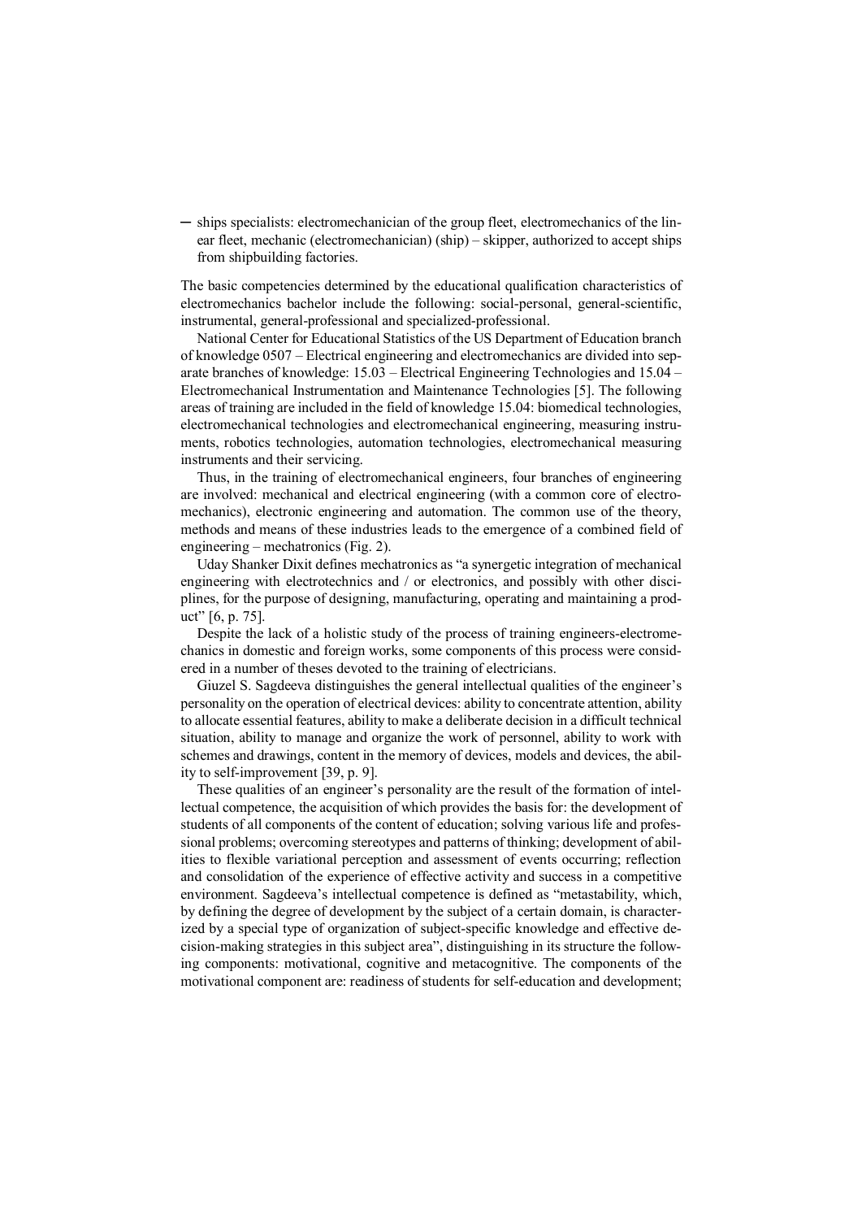- ships specialists: electromechanician of the group fleet, electromechanics of the linear fleet, mechanic (electromechanician) (ship) – skipper, authorized to accept ships from shipbuilding factories.

The basic competencies determined by the educational qualification characteristics of electromechanics bachelor include the following: social-personal, general-scientific, instrumental, general-professional and specialized-professional.

National Center for Educational Statistics of the US Department of Education branch of knowledge 0507 – Electrical engineering and electromechanics are divided into separate branches of knowledge: 15.03 – Electrical Engineering Technologies and 15.04 – Electromechanical Instrumentation and Maintenance Technologies [5]. The following areas of training are included in the field of knowledge 15.04: biomedical technologies, electromechanical technologies and electromechanical engineering, measuring instruments, robotics technologies, automation technologies, electromechanical measuring instruments and their servicing.

Thus, in the training of electromechanical engineers, four branches of engineering are involved: mechanical and electrical engineering (with a common core of electromechanics), electronic engineering and automation. The common use of the theory, methods and means of these industries leads to the emergence of a combined field of engineering – mechatronics (Fig. 2).

Uday Shanker Dixit defines mechatronics as "a synergetic integration of mechanical engineering with electrotechnics and / or electronics, and possibly with other disciplines, for the purpose of designing, manufacturing, operating and maintaining a product" [6, p. 75].

Despite the lack of a holistic study of the process of training engineers-electromechanics in domestic and foreign works, some components of this process were considered in a number of theses devoted to the training of electricians.

Giuzel S. Sagdeeva distinguishes the general intellectual qualities of the engineer's personality on the operation of electrical devices: ability to concentrate attention, ability to allocate essential features, ability to make a deliberate decision in a difficult technical situation, ability to manage and organize the work of personnel, ability to work with schemes and drawings, content in the memory of devices, models and devices, the ability to self-improvement [39, p. 9].

These qualities of an engineer's personality are the result of the formation of intellectual competence, the acquisition of which provides the basis for: the development of students of all components of the content of education; solving various life and professional problems; overcoming stereotypes and patterns of thinking; development of abilities to flexible variational perception and assessment of events occurring; reflection and consolidation of the experience of effective activity and success in a competitive environment. Sagdeeva's intellectual competence is defined as "metastability, which, by defining the degree of development by the subject of a certain domain, is characterized by a special type of organization of subject-specific knowledge and effective decision-making strategies in this subject area", distinguishing in its structure the following components: motivational, cognitive and metacognitive. The components of the motivational component are: readiness of students for self-education and development;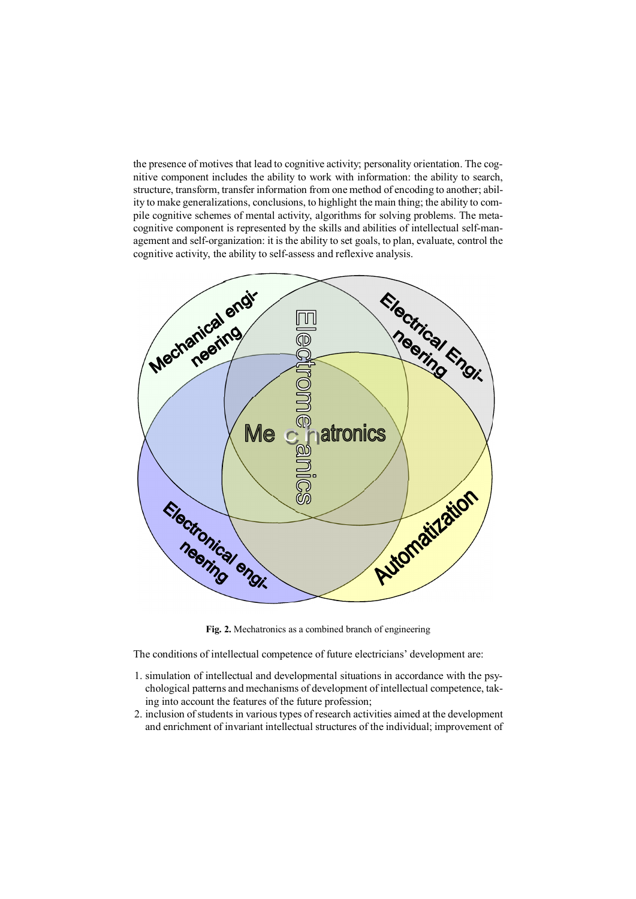the presence of motives that lead to cognitive activity; personality orientation. The cognitive component includes the ability to work with information: the ability to search, structure, transform, transfer information from one method of encoding to another; ability to make generalizations, conclusions, to highlight the main thing; the ability to compile cognitive schemes of mental activity, algorithms for solving problems. The metacognitive component is represented by the skills and abilities of intellectual self-management and self-organization: it is the ability to set goals, to plan, evaluate, control the cognitive activity, the ability to self-assess and reflexive analysis.

**Fig. 2.** Mechatronics as a combined branch of engineering

The conditions of intellectual competence of future electricians' development are:

1. simulation of intellectual and developmental situations in accordance with the psychological patterns and mechanisms of development of intellectual competence, taking into account the features of the future profession;
2. inclusion of students in various types of research activities aimed at the development and enrichment of invariant intellectual structures of the individual; improvement of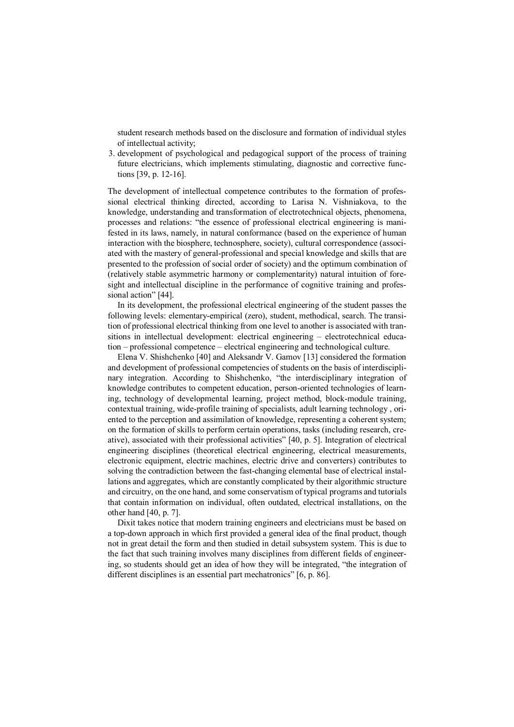student research methods based on the disclosure and formation of individual styles of intellectual activity;

3. development of psychological and pedagogical support of the process of training future electricians, which implements stimulating, diagnostic and corrective functions [39, p. 12-16].

The development of intellectual competence contributes to the formation of professional electrical thinking directed, according to Larisa N. Vishniakova, to the knowledge, understanding and transformation of electrotechnical objects, phenomena, processes and relations: "the essence of professional electrical engineering is manifested in its laws, namely, in natural conformance (based on the experience of human interaction with the biosphere, technosphere, society), cultural correspondence (associated with the mastery of general-professional and special knowledge and skills that are presented to the profession of social order of society) and the optimum combination of (relatively stable asymmetric harmony or complementarity) natural intuition of foresight and intellectual discipline in the performance of cognitive training and professional action" [44].

In its development, the professional electrical engineering of the student passes the following levels: elementary-empirical (zero), student, methodical, search. The transition of professional electrical thinking from one level to another is associated with transitions in intellectual development: electrical engineering – electrotechnical education – professional competence – electrical engineering and technological culture.

Elena V. Shishchenko [40] and Aleksandr V. Gamov [13] considered the formation and development of professional competencies of students on the basis of interdisciplinary integration. According to Shishchenko, "the interdisciplinary integration of knowledge contributes to competent education, person-oriented technologies of learning, technology of developmental learning, project method, block-module training, contextual training, wide-profile training of specialists, adult learning technology , oriented to the perception and assimilation of knowledge, representing a coherent system; on the formation of skills to perform certain operations, tasks (including research, creative), associated with their professional activities" [40, p. 5]. Integration of electrical engineering disciplines (theoretical electrical engineering, electrical measurements, electronic equipment, electric machines, electric drive and converters) contributes to solving the contradiction between the fast-changing elemental base of electrical installations and aggregates, which are constantly complicated by their algorithmic structure and circuitry, on the one hand, and some conservatism of typical programs and tutorials that contain information on individual, often outdated, electrical installations, on the other hand [40, p. 7].

Dixit takes notice that modern training engineers and electricians must be based on a top-down approach in which first provided a general idea of the final product, though not in great detail the form and then studied in detail subsystem system. This is due to the fact that such training involves many disciplines from different fields of engineering, so students should get an idea of how they will be integrated, "the integration of different disciplines is an essential part mechatronics" [6, p. 86].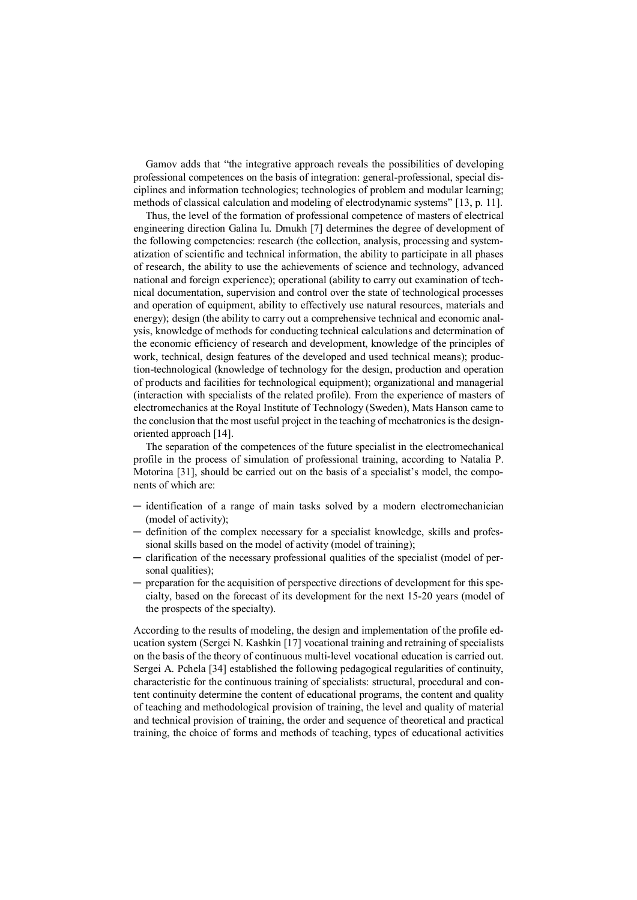Gamov adds that "the integrative approach reveals the possibilities of developing professional competences on the basis of integration: general-professional, special disciplines and information technologies; technologies of problem and modular learning; methods of classical calculation and modeling of electrodynamic systems" [13, p. 11].

Thus, the level of the formation of professional competence of masters of electrical engineering direction Galina Iu. Dmukh [7] determines the degree of development of the following competencies: research (the collection, analysis, processing and systematization of scientific and technical information, the ability to participate in all phases of research, the ability to use the achievements of science and technology, advanced national and foreign experience); operational (ability to carry out examination of technical documentation, supervision and control over the state of technological processes and operation of equipment, ability to effectively use natural resources, materials and energy); design (the ability to carry out a comprehensive technical and economic analysis, knowledge of methods for conducting technical calculations and determination of the economic efficiency of research and development, knowledge of the principles of work, technical, design features of the developed and used technical means); production-technological (knowledge of technology for the design, production and operation of products and facilities for technological equipment); organizational and managerial (interaction with specialists of the related profile). From the experience of masters of electromechanics at the Royal Institute of Technology (Sweden), Mats Hanson came to the conclusion that the most useful project in the teaching of mechatronics is the design-oriented approach [14].

The separation of the competences of the future specialist in the electromechanical profile in the process of simulation of professional training, according to Natalia P. Motorina [31], should be carried out on the basis of a specialist's model, the components of which are:

- identification of a range of main tasks solved by a modern electromechanician (model of activity);
- definition of the complex necessary for a specialist knowledge, skills and professional skills based on the model of activity (model of training);
- clarification of the necessary professional qualities of the specialist (model of personal qualities);
- preparation for the acquisition of perspective directions of development for this specialty, based on the forecast of its development for the next 15-20 years (model of the prospects of the specialty).

According to the results of modeling, the design and implementation of the profile education system (Sergei N. Kashkin [17] vocational training and retraining of specialists on the basis of the theory of continuous multi-level vocational education is carried out. Sergei A. Pchela [34] established the following pedagogical regularities of continuity, characteristic for the continuous training of specialists: structural, procedural and content continuity determine the content of educational programs, the content and quality of teaching and methodological provision of training, the level and quality of material and technical provision of training, the order and sequence of theoretical and practical training, the choice of forms and methods of teaching, types of educational activities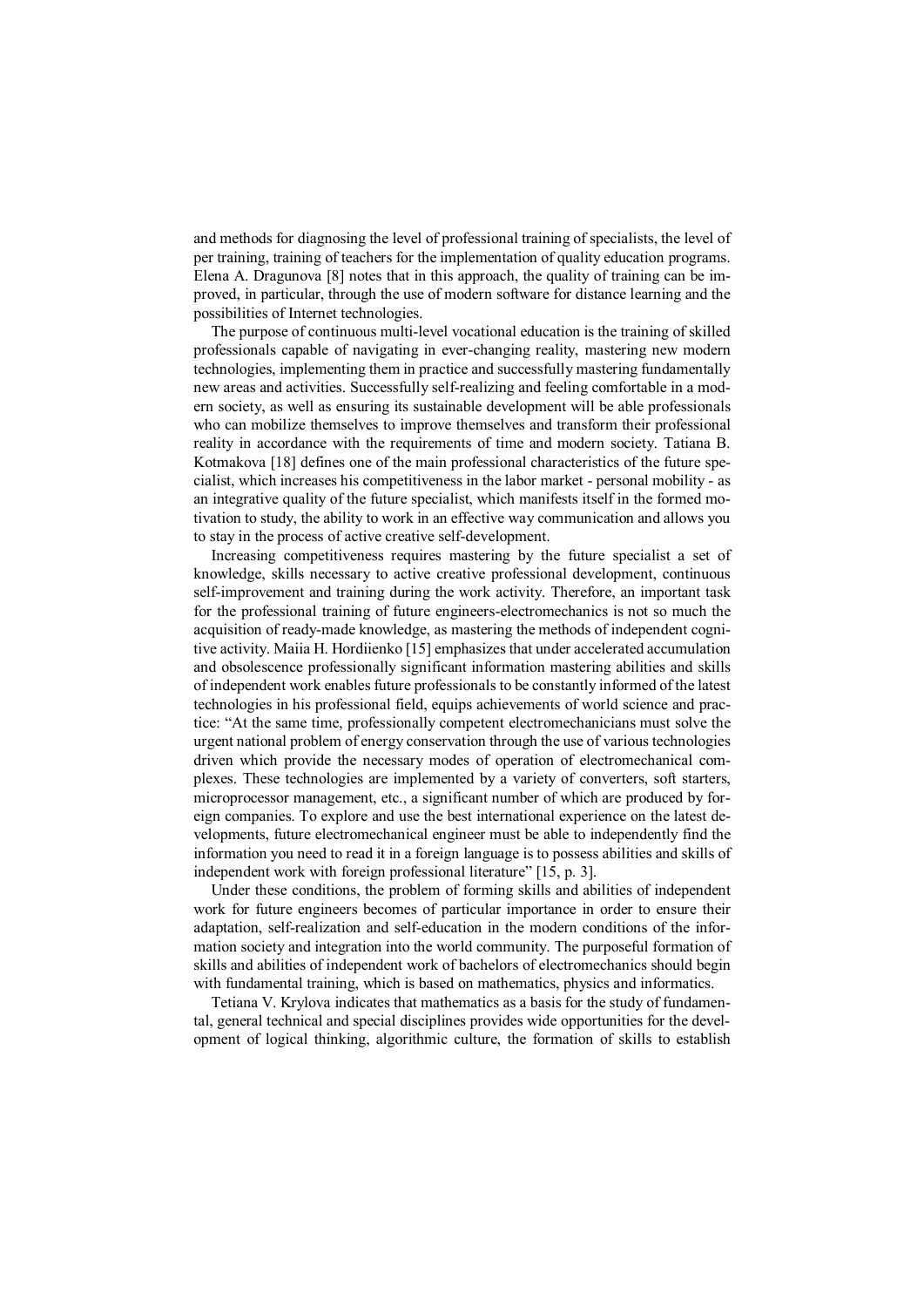and methods for diagnosing the level of professional training of specialists, the level of per training, training of teachers for the implementation of quality education programs. Elena A. Dragunova [8] notes that in this approach, the quality of training can be improved, in particular, through the use of modern software for distance learning and the possibilities of Internet technologies.

The purpose of continuous multi-level vocational education is the training of skilled professionals capable of navigating in ever-changing reality, mastering new modern technologies, implementing them in practice and successfully mastering fundamentally new areas and activities. Successfully self-realizing and feeling comfortable in a modern society, as well as ensuring its sustainable development will be able professionals who can mobilize themselves to improve themselves and transform their professional reality in accordance with the requirements of time and modern society. Tatiana B. Kotmakova [18] defines one of the main professional characteristics of the future specialist, which increases his competitiveness in the labor market - personal mobility - as an integrative quality of the future specialist, which manifests itself in the formed motivation to study, the ability to work in an effective way communication and allows you to stay in the process of active creative self-development.

Increasing competitiveness requires mastering by the future specialist a set of knowledge, skills necessary to active creative professional development, continuous self-improvement and training during the work activity. Therefore, an important task for the professional training of future engineers-electromechanics is not so much the acquisition of ready-made knowledge, as mastering the methods of independent cognitive activity. Maiia H. Hordiienko [15] emphasizes that under accelerated accumulation and obsolescence professionally significant information mastering abilities and skills of independent work enables future professionals to be constantly informed of the latest technologies in his professional field, equips achievements of world science and practice: "At the same time, professionally competent electromechanicians must solve the urgent national problem of energy conservation through the use of various technologies driven which provide the necessary modes of operation of electromechanical complexes. These technologies are implemented by a variety of converters, soft starters, microprocessor management, etc., a significant number of which are produced by foreign companies. To explore and use the best international experience on the latest developments, future electromechanical engineer must be able to independently find the information you need to read it in a foreign language is to possess abilities and skills of independent work with foreign professional literature" [15, p. 3].

Under these conditions, the problem of forming skills and abilities of independent work for future engineers becomes of particular importance in order to ensure their adaptation, self-realization and self-education in the modern conditions of the information society and integration into the world community. The purposeful formation of skills and abilities of independent work of bachelors of electromechanics should begin with fundamental training, which is based on mathematics, physics and informatics.

Tetiana V. Krylova indicates that mathematics as a basis for the study of fundamental, general technical and special disciplines provides wide opportunities for the development of logical thinking, algorithmic culture, the formation of skills to establish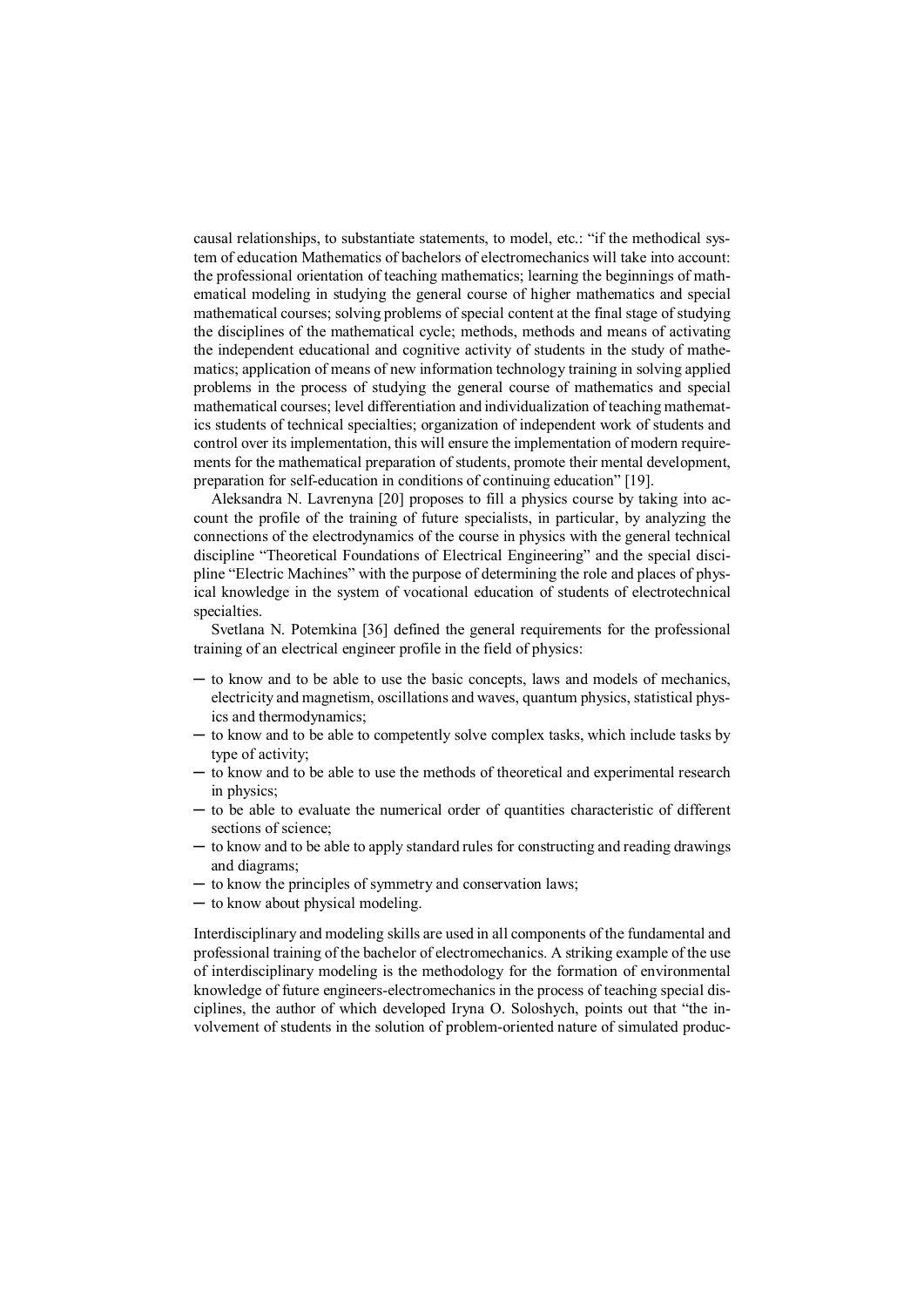causal relationships, to substantiate statements, to model, etc.: "if the methodical system of education Mathematics of bachelors of electromechanics will take into account: the professional orientation of teaching mathematics; learning the beginnings of mathematical modeling in studying the general course of higher mathematics and special mathematical courses; solving problems of special content at the final stage of studying the disciplines of the mathematical cycle; methods, methods and means of activating the independent educational and cognitive activity of students in the study of mathematics; application of means of new information technology training in solving applied problems in the process of studying the general course of mathematics and special mathematical courses; level differentiation and individualization of teaching mathematics students of technical specialties; organization of independent work of students and control over its implementation, this will ensure the implementation of modern requirements for the mathematical preparation of students, promote their mental development, preparation for self-education in conditions of continuing education" [19].

Aleksandra N. Lavrenyna [20] proposes to fill a physics course by taking into account the profile of the training of future specialists, in particular, by analyzing the connections of the electrodynamics of the course in physics with the general technical discipline "Theoretical Foundations of Electrical Engineering" and the special discipline "Electric Machines" with the purpose of determining the role and places of physical knowledge in the system of vocational education of students of electrotechnical specialties.

Svetlana N. Potemkina [36] defined the general requirements for the professional training of an electrical engineer profile in the field of physics:

- to know and to be able to use the basic concepts, laws and models of mechanics, electricity and magnetism, oscillations and waves, quantum physics, statistical physics and thermodynamics;
- to know and to be able to competently solve complex tasks, which include tasks by type of activity;
- to know and to be able to use the methods of theoretical and experimental research in physics;
- to be able to evaluate the numerical order of quantities characteristic of different sections of science;
- to know and to be able to apply standard rules for constructing and reading drawings and diagrams;
- to know the principles of symmetry and conservation laws;
- to know about physical modeling.

Interdisciplinary and modeling skills are used in all components of the fundamental and professional training of the bachelor of electromechanics. A striking example of the use of interdisciplinary modeling is the methodology for the formation of environmental knowledge of future engineers-electromechanics in the process of teaching special disciplines, the author of which developed Iryna O. Soloshych, points out that "the involvement of students in the solution of problem-oriented nature of simulated produc-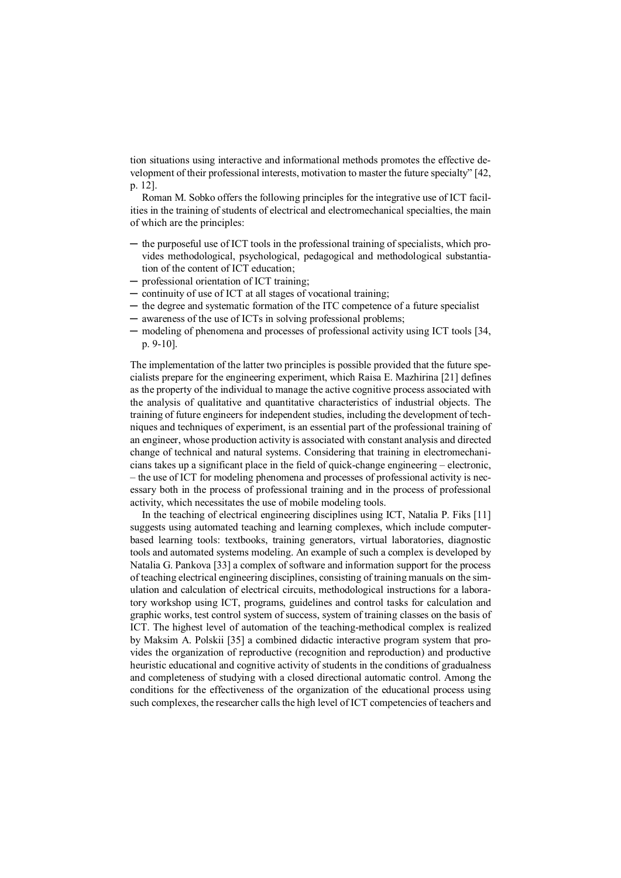tion situations using interactive and informational methods promotes the effective development of their professional interests, motivation to master the future specialty" [42, p. 12].

Roman M. Sobko offers the following principles for the integrative use of ICT facilities in the training of students of electrical and electromechanical specialties, the main of which are the principles:

- the purposeful use of ICT tools in the professional training of specialists, which provides methodological, psychological, pedagogical and methodological substantiation of the content of ICT education;
- professional orientation of ICT training;
- continuity of use of ICT at all stages of vocational training;
- the degree and systematic formation of the ITC competence of a future specialist
- awareness of the use of ICTs in solving professional problems;
- modeling of phenomena and processes of professional activity using ICT tools [34, p. 9-10].

The implementation of the latter two principles is possible provided that the future specialists prepare for the engineering experiment, which Raisa E. Mazhirina [21] defines as the property of the individual to manage the active cognitive process associated with the analysis of qualitative and quantitative characteristics of industrial objects. The training of future engineers for independent studies, including the development of techniques and techniques of experiment, is an essential part of the professional training of an engineer, whose production activity is associated with constant analysis and directed change of technical and natural systems. Considering that training in electromechanicians takes up a significant place in the field of quick-change engineering – electronic, – the use of ICT for modeling phenomena and processes of professional activity is necessary both in the process of professional training and in the process of professional activity, which necessitates the use of mobile modeling tools.

In the teaching of electrical engineering disciplines using ICT, Natalia P. Fiks [11] suggests using automated teaching and learning complexes, which include computer-based learning tools: textbooks, training generators, virtual laboratories, diagnostic tools and automated systems modeling. An example of such a complex is developed by Natalia G. Pankova [33] a complex of software and information support for the process of teaching electrical engineering disciplines, consisting of training manuals on the simulation and calculation of electrical circuits, methodological instructions for a laboratory workshop using ICT, programs, guidelines and control tasks for calculation and graphic works, test control system of success, system of training classes on the basis of ICT. The highest level of automation of the teaching-methodical complex is realized by Maksim A. Polskii [35] a combined didactic interactive program system that provides the organization of reproductive (recognition and reproduction) and productive heuristic educational and cognitive activity of students in the conditions of gradualness and completeness of studying with a closed directional automatic control. Among the conditions for the effectiveness of the organization of the educational process using such complexes, the researcher calls the high level of ICT competencies of teachers and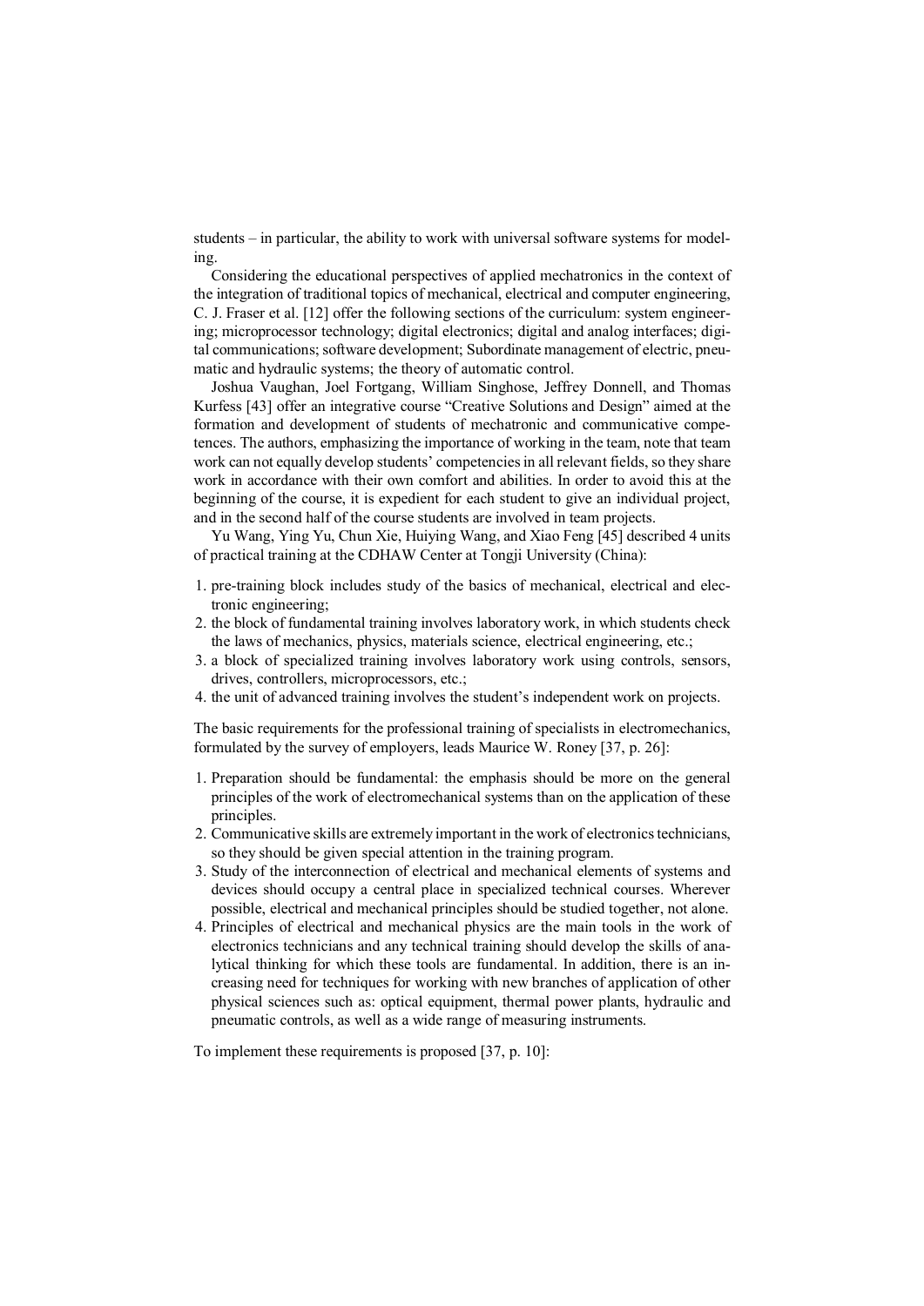students – in particular, the ability to work with universal software systems for modeling.

Considering the educational perspectives of applied mechatronics in the context of the integration of traditional topics of mechanical, electrical and computer engineering, C. J. Fraser et al. [12] offer the following sections of the curriculum: system engineering; microprocessor technology; digital electronics; digital and analog interfaces; digital communications; software development; Subordinate management of electric, pneumatic and hydraulic systems; the theory of automatic control.

Joshua Vaughan, Joel Fortgang, William Singhose, Jeffrey Donnell, and Thomas Kurfess [43] offer an integrative course "Creative Solutions and Design" aimed at the formation and development of students of mechatronic and communicative competences. The authors, emphasizing the importance of working in the team, note that team work can not equally develop students' competencies in all relevant fields, so they share work in accordance with their own comfort and abilities. In order to avoid this at the beginning of the course, it is expedient for each student to give an individual project, and in the second half of the course students are involved in team projects.

Yu Wang, Ying Yu, Chun Xie, Huiying Wang, and Xiao Feng [45] described 4 units of practical training at the CDHAW Center at Tongji University (China):

1. pre-training block includes study of the basics of mechanical, electrical and electronic engineering;
2. the block of fundamental training involves laboratory work, in which students check the laws of mechanics, physics, materials science, electrical engineering, etc.;
3. a block of specialized training involves laboratory work using controls, sensors, drives, controllers, microprocessors, etc.;
4. the unit of advanced training involves the student's independent work on projects.

The basic requirements for the professional training of specialists in electromechanics, formulated by the survey of employers, leads Maurice W. Roney [37, p. 26]:

1. Preparation should be fundamental: the emphasis should be more on the general principles of the work of electromechanical systems than on the application of these principles.
2. Communicative skills are extremely important in the work of electronics technicians, so they should be given special attention in the training program.
3. Study of the interconnection of electrical and mechanical elements of systems and devices should occupy a central place in specialized technical courses. Wherever possible, electrical and mechanical principles should be studied together, not alone.
4. Principles of electrical and mechanical physics are the main tools in the work of electronics technicians and any technical training should develop the skills of analytical thinking for which these tools are fundamental. In addition, there is an increasing need for techniques for working with new branches of application of other physical sciences such as: optical equipment, thermal power plants, hydraulic and pneumatic controls, as well as a wide range of measuring instruments.

To implement these requirements is proposed [37, p. 10]: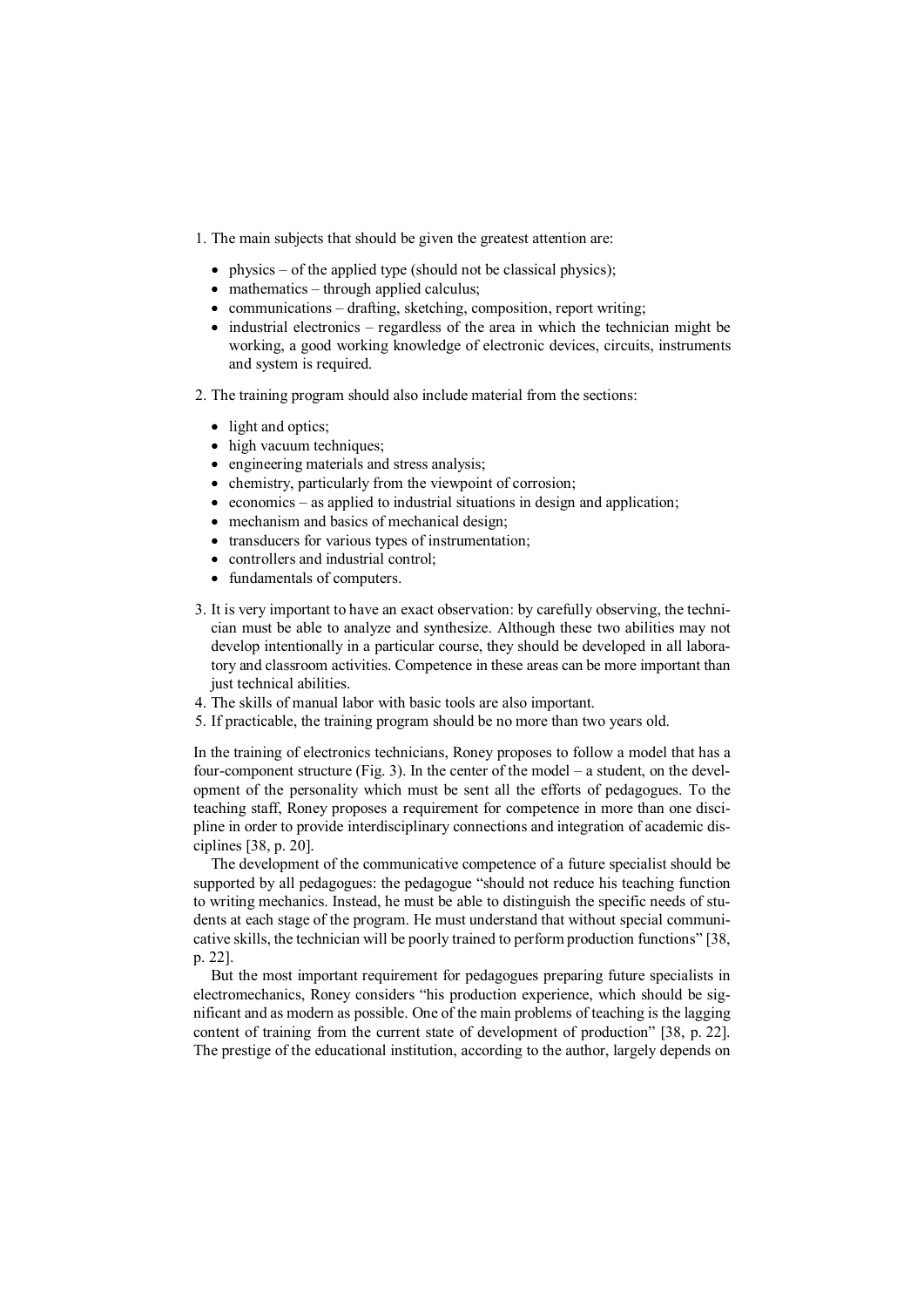1. The main subjects that should be given the greatest attention are:
   - physics – of the applied type (should not be classical physics);
   - mathematics – through applied calculus;
   - communications – drafting, sketching, composition, report writing;
   - industrial electronics – regardless of the area in which the technician might be working, a good working knowledge of electronic devices, circuits, instruments and system is required.
2. The training program should also include material from the sections:
   - light and optics;
   - high vacuum techniques;
   - engineering materials and stress analysis;
   - chemistry, particularly from the viewpoint of corrosion;
   - economics – as applied to industrial situations in design and application;
   - mechanism and basics of mechanical design;
   - transducers for various types of instrumentation;
   - controllers and industrial control;
   - fundamentals of computers.
3. It is very important to have an exact observation: by carefully observing, the technician must be able to analyze and synthesize. Although these two abilities may not develop intentionally in a particular course, they should be developed in all laboratory and classroom activities. Competence in these areas can be more important than just technical abilities.
4. The skills of manual labor with basic tools are also important.
5. If practicable, the training program should be no more than two years old.

In the training of electronics technicians, Roney proposes to follow a model that has a four-component structure (Fig. 3). In the center of the model – a student, on the development of the personality which must be sent all the efforts of pedagogues. To the teaching staff, Roney proposes a requirement for competence in more than one discipline in order to provide interdisciplinary connections and integration of academic disciplines [38, p. 20].

The development of the communicative competence of a future specialist should be supported by all pedagogues: the pedagogue "should not reduce his teaching function to writing mechanics. Instead, he must be able to distinguish the specific needs of students at each stage of the program. He must understand that without special communicative skills, the technician will be poorly trained to perform production functions" [38, p. 22].

But the most important requirement for pedagogues preparing future specialists in electromechanics, Roney considers "his production experience, which should be significant and as modern as possible. One of the main problems of teaching is the lagging content of training from the current state of development of production" [38, p. 22]. The prestige of the educational institution, according to the author, largely depends on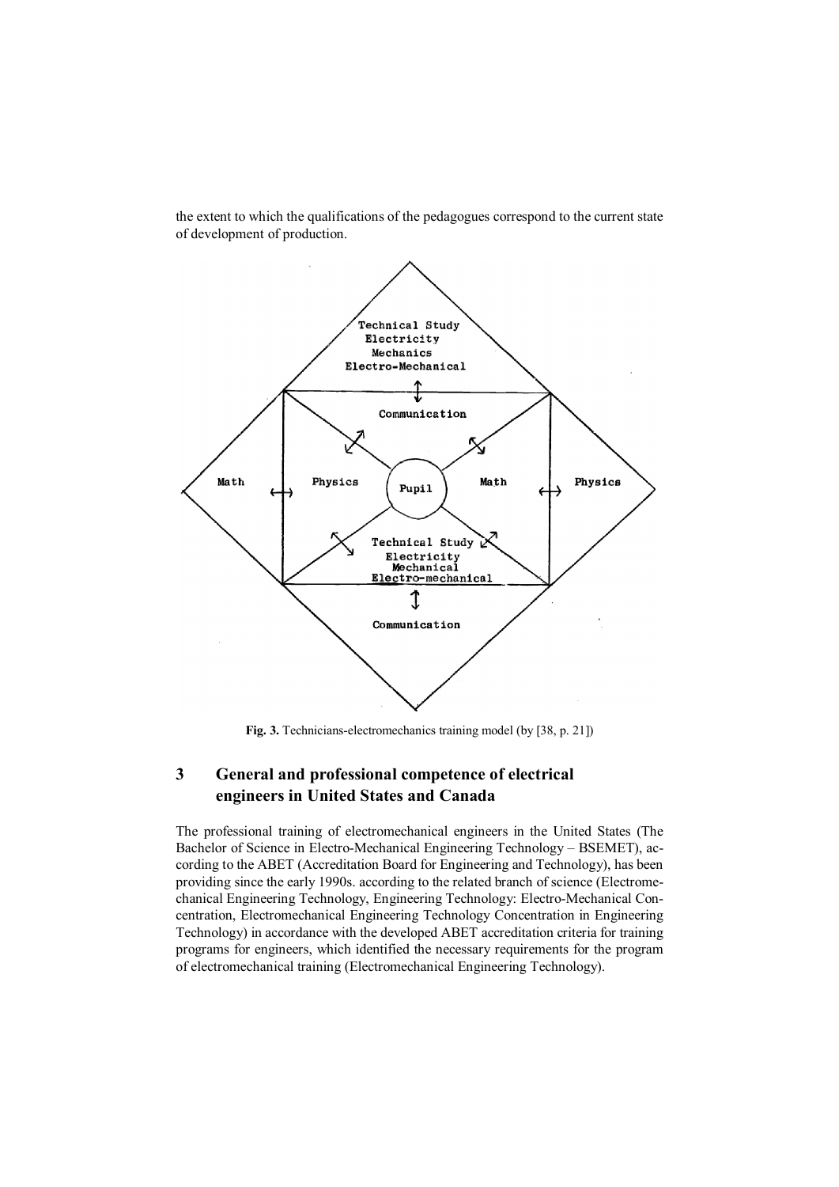the extent to which the qualifications of the pedagogues correspond to the current state of development of production.

**Fig. 3.** Technicians-electromechanics training model (by [38, p. 21])

## 3 General and professional competence of electrical engineers in United States and Canada

The professional training of electromechanical engineers in the United States (The Bachelor of Science in Electro-Mechanical Engineering Technology – BSEMET), according to the ABET (Accreditation Board for Engineering and Technology), has been providing since the early 1990s. according to the related branch of science (Electromechanical Engineering Technology, Engineering Technology: Electro-Mechanical Concentration, Electromechanical Engineering Technology Concentration in Engineering Technology) in accordance with the developed ABET accreditation criteria for training programs for engineers, which identified the necessary requirements for the program of electromechanical training (Electromechanical Engineering Technology).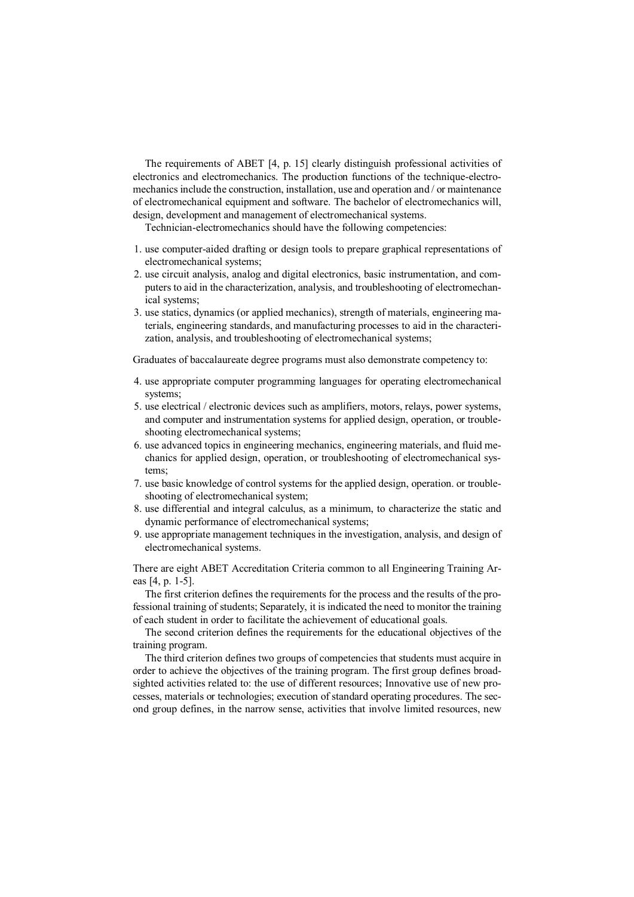The requirements of ABET [4, p. 15] clearly distinguish professional activities of electronics and electromechanics. The production functions of the technique-electromechanics include the construction, installation, use and operation and / or maintenance of electromechanical equipment and software. The bachelor of electromechanics will, design, development and management of electromechanical systems.

Technician-electromechanics should have the following competencies:

1. use computer-aided drafting or design tools to prepare graphical representations of electromechanical systems;
2. use circuit analysis, analog and digital electronics, basic instrumentation, and computers to aid in the characterization, analysis, and troubleshooting of electromechanical systems;
3. use statics, dynamics (or applied mechanics), strength of materials, engineering materials, engineering standards, and manufacturing processes to aid in the characterization, analysis, and troubleshooting of electromechanical systems;

Graduates of baccalaureate degree programs must also demonstrate competency to:

4. use appropriate computer programming languages for operating electromechanical systems;
5. use electrical / electronic devices such as amplifiers, motors, relays, power systems, and computer and instrumentation systems for applied design, operation, or troubleshooting electromechanical systems;
6. use advanced topics in engineering mechanics, engineering materials, and fluid mechanics for applied design, operation, or troubleshooting of electromechanical systems;
7. use basic knowledge of control systems for the applied design, operation. or troubleshooting of electromechanical system;
8. use differential and integral calculus, as a minimum, to characterize the static and dynamic performance of electromechanical systems;
9. use appropriate management techniques in the investigation, analysis, and design of electromechanical systems.

There are eight ABET Accreditation Criteria common to all Engineering Training Areas [4, p. 1-5].

The first criterion defines the requirements for the process and the results of the professional training of students; Separately, it is indicated the need to monitor the training of each student in order to facilitate the achievement of educational goals.

The second criterion defines the requirements for the educational objectives of the training program.

The third criterion defines two groups of competencies that students must acquire in order to achieve the objectives of the training program. The first group defines broad-sighted activities related to: the use of different resources; Innovative use of new processes, materials or technologies; execution of standard operating procedures. The second group defines, in the narrow sense, activities that involve limited resources, new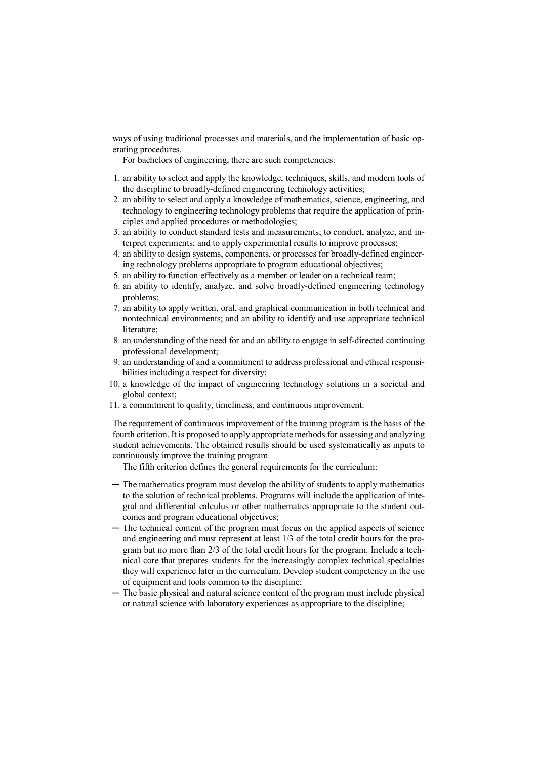ways of using traditional processes and materials, and the implementation of basic operating procedures.

For bachelors of engineering, there are such competencies:

1. an ability to select and apply the knowledge, techniques, skills, and modern tools of the discipline to broadly-defined engineering technology activities;
2. an ability to select and apply a knowledge of mathematics, science, engineering, and technology to engineering technology problems that require the application of principles and applied procedures or methodologies;
3. an ability to conduct standard tests and measurements; to conduct, analyze, and interpret experiments; and to apply experimental results to improve processes;
4. an ability to design systems, components, or processes for broadly-defined engineering technology problems appropriate to program educational objectives;
5. an ability to function effectively as a member or leader on a technical team;
6. an ability to identify, analyze, and solve broadly-defined engineering technology problems;
7. an ability to apply written, oral, and graphical communication in both technical and nontechnical environments; and an ability to identify and use appropriate technical literature;
8. an understanding of the need for and an ability to engage in self-directed continuing professional development;
9. an understanding of and a commitment to address professional and ethical responsibilities including a respect for diversity;
10. a knowledge of the impact of engineering technology solutions in a societal and global context;
11. a commitment to quality, timeliness, and continuous improvement.

The requirement of continuous improvement of the training program is the basis of the fourth criterion. It is proposed to apply appropriate methods for assessing and analyzing student achievements. The obtained results should be used systematically as inputs to continuously improve the training program.

The fifth criterion defines the general requirements for the curriculum:

- The mathematics program must develop the ability of students to apply mathematics to the solution of technical problems. Programs will include the application of integral and differential calculus or other mathematics appropriate to the student outcomes and program educational objectives;
- The technical content of the program must focus on the applied aspects of science and engineering and must represent at least 1/3 of the total credit hours for the program but no more than 2/3 of the total credit hours for the program. Include a technical core that prepares students for the increasingly complex technical specialties they will experience later in the curriculum. Develop student competency in the use of equipment and tools common to the discipline;
- The basic physical and natural science content of the program must include physical or natural science with laboratory experiences as appropriate to the discipline;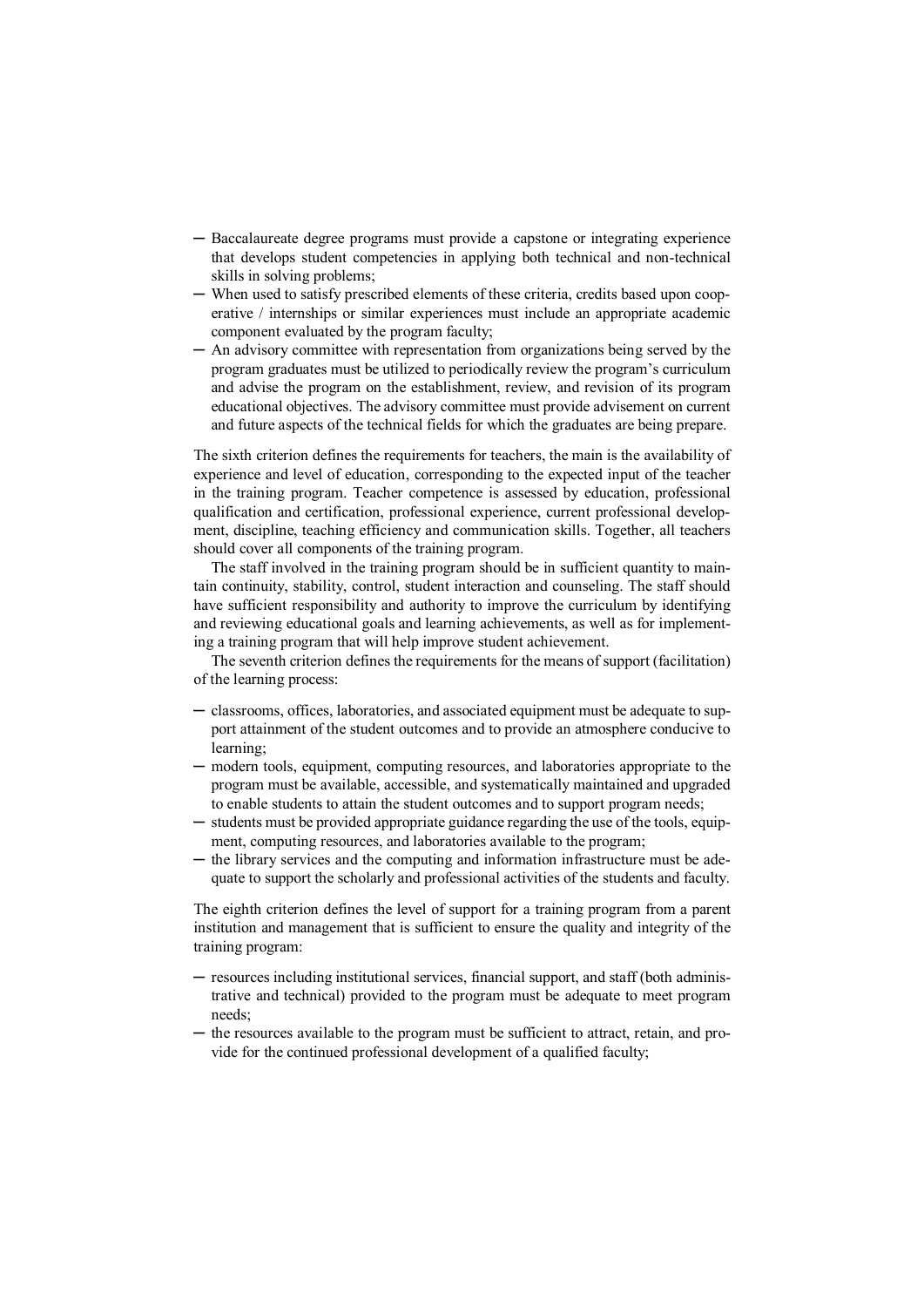- Baccalaureate degree programs must provide a capstone or integrating experience that develops student competencies in applying both technical and non-technical skills in solving problems;
- When used to satisfy prescribed elements of these criteria, credits based upon cooperative / internships or similar experiences must include an appropriate academic component evaluated by the program faculty;
- An advisory committee with representation from organizations being served by the program graduates must be utilized to periodically review the program's curriculum and advise the program on the establishment, review, and revision of its program educational objectives. The advisory committee must provide advisement on current and future aspects of the technical fields for which the graduates are being prepare.

The sixth criterion defines the requirements for teachers, the main is the availability of experience and level of education, corresponding to the expected input of the teacher in the training program. Teacher competence is assessed by education, professional qualification and certification, professional experience, current professional development, discipline, teaching efficiency and communication skills. Together, all teachers should cover all components of the training program.

The staff involved in the training program should be in sufficient quantity to maintain continuity, stability, control, student interaction and counseling. The staff should have sufficient responsibility and authority to improve the curriculum by identifying and reviewing educational goals and learning achievements, as well as for implementing a training program that will help improve student achievement.

The seventh criterion defines the requirements for the means of support (facilitation) of the learning process:

- classrooms, offices, laboratories, and associated equipment must be adequate to support attainment of the student outcomes and to provide an atmosphere conducive to learning;
- modern tools, equipment, computing resources, and laboratories appropriate to the program must be available, accessible, and systematically maintained and upgraded to enable students to attain the student outcomes and to support program needs;
- students must be provided appropriate guidance regarding the use of the tools, equipment, computing resources, and laboratories available to the program;
- the library services and the computing and information infrastructure must be adequate to support the scholarly and professional activities of the students and faculty.

The eighth criterion defines the level of support for a training program from a parent institution and management that is sufficient to ensure the quality and integrity of the training program:

- resources including institutional services, financial support, and staff (both administrative and technical) provided to the program must be adequate to meet program needs;
- the resources available to the program must be sufficient to attract, retain, and provide for the continued professional development of a qualified faculty;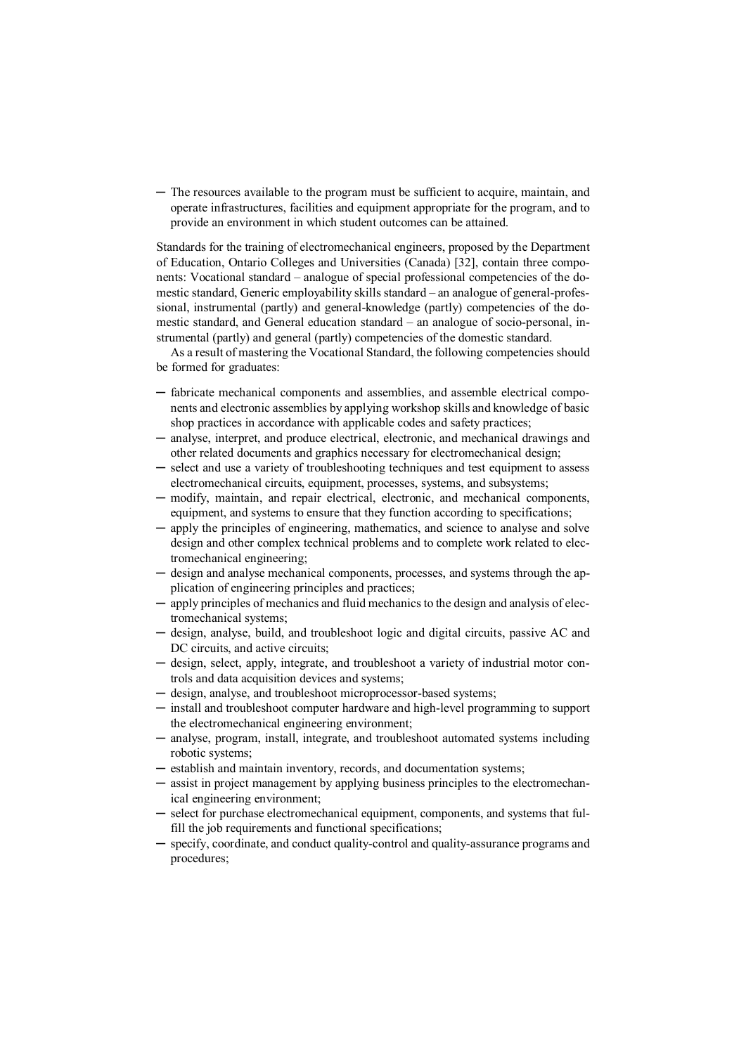- The resources available to the program must be sufficient to acquire, maintain, and operate infrastructures, facilities and equipment appropriate for the program, and to provide an environment in which student outcomes can be attained.

Standards for the training of electromechanical engineers, proposed by the Department of Education, Ontario Colleges and Universities (Canada) [32], contain three components: Vocational standard – analogue of special professional competencies of the domestic standard, Generic employability skills standard – an analogue of general-professional, instrumental (partly) and general-knowledge (partly) competencies of the domestic standard, and General education standard – an analogue of socio-personal, instrumental (partly) and general (partly) competencies of the domestic standard.

As a result of mastering the Vocational Standard, the following competencies should be formed for graduates:

- fabricate mechanical components and assemblies, and assemble electrical components and electronic assemblies by applying workshop skills and knowledge of basic shop practices in accordance with applicable codes and safety practices;
- analyse, interpret, and produce electrical, electronic, and mechanical drawings and other related documents and graphics necessary for electromechanical design;
- select and use a variety of troubleshooting techniques and test equipment to assess electromechanical circuits, equipment, processes, systems, and subsystems;
- modify, maintain, and repair electrical, electronic, and mechanical components, equipment, and systems to ensure that they function according to specifications;
- apply the principles of engineering, mathematics, and science to analyse and solve design and other complex technical problems and to complete work related to electromechanical engineering;
- design and analyse mechanical components, processes, and systems through the application of engineering principles and practices;
- apply principles of mechanics and fluid mechanics to the design and analysis of electromechanical systems;
- design, analyse, build, and troubleshoot logic and digital circuits, passive AC and DC circuits, and active circuits;
- design, select, apply, integrate, and troubleshoot a variety of industrial motor controls and data acquisition devices and systems;
- design, analyse, and troubleshoot microprocessor-based systems;
- install and troubleshoot computer hardware and high-level programming to support the electromechanical engineering environment;
- analyse, program, install, integrate, and troubleshoot automated systems including robotic systems;
- establish and maintain inventory, records, and documentation systems;
- assist in project management by applying business principles to the electromechanical engineering environment;
- select for purchase electromechanical equipment, components, and systems that fulfill the job requirements and functional specifications;
- specify, coordinate, and conduct quality-control and quality-assurance programs and procedures;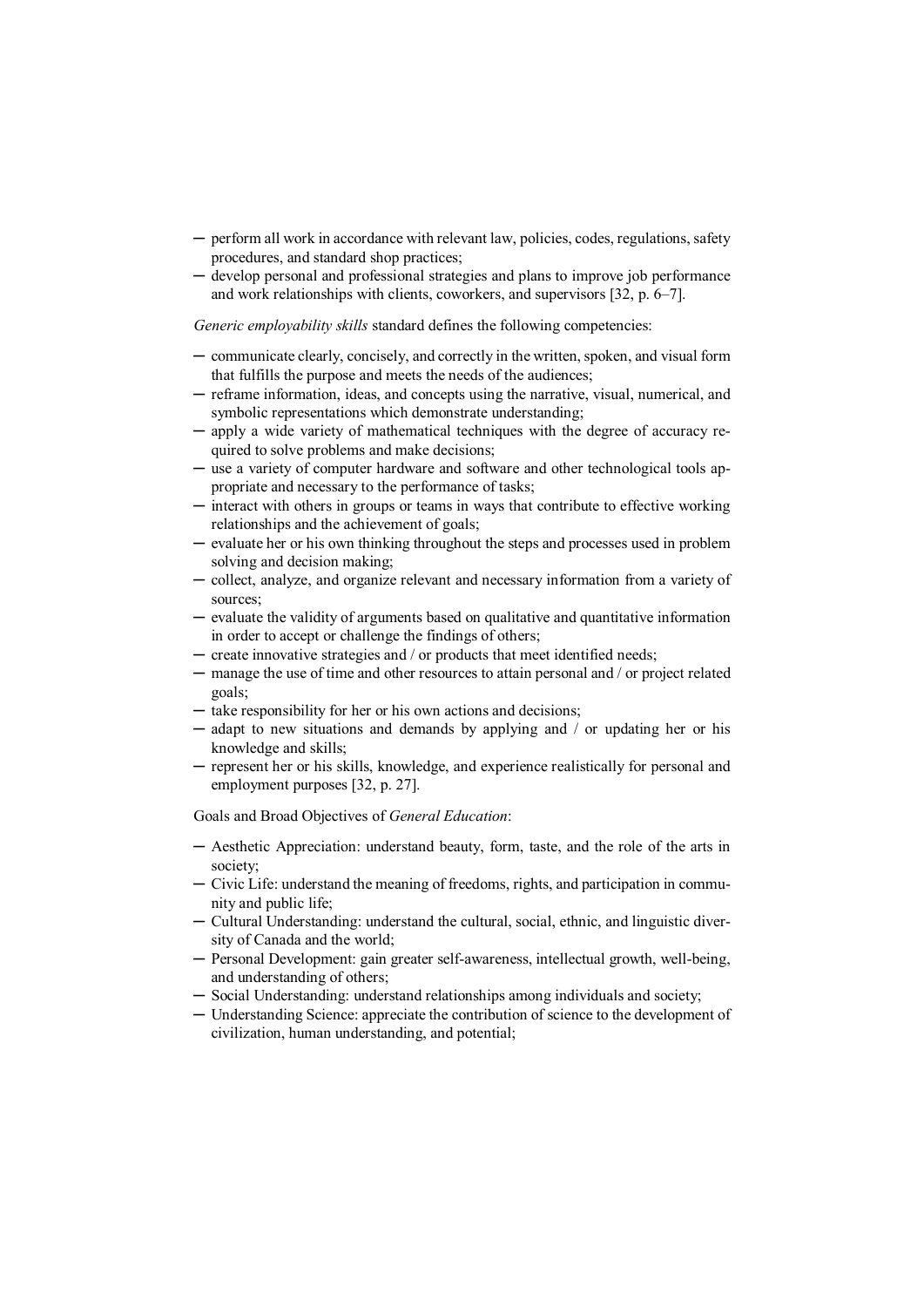- perform all work in accordance with relevant law, policies, codes, regulations, safety procedures, and standard shop practices;
- develop personal and professional strategies and plans to improve job performance and work relationships with clients, coworkers, and supervisors [32, p. 6–7].

*Generic employability skills* standard defines the following competencies:

- communicate clearly, concisely, and correctly in the written, spoken, and visual form that fulfills the purpose and meets the needs of the audiences;
- reframe information, ideas, and concepts using the narrative, visual, numerical, and symbolic representations which demonstrate understanding;
- apply a wide variety of mathematical techniques with the degree of accuracy required to solve problems and make decisions;
- use a variety of computer hardware and software and other technological tools appropriate and necessary to the performance of tasks;
- interact with others in groups or teams in ways that contribute to effective working relationships and the achievement of goals;
- evaluate her or his own thinking throughout the steps and processes used in problem solving and decision making;
- collect, analyze, and organize relevant and necessary information from a variety of sources;
- evaluate the validity of arguments based on qualitative and quantitative information in order to accept or challenge the findings of others;
- create innovative strategies and / or products that meet identified needs;
- manage the use of time and other resources to attain personal and / or project related goals;
- take responsibility for her or his own actions and decisions;
- adapt to new situations and demands by applying and / or updating her or his knowledge and skills;
- represent her or his skills, knowledge, and experience realistically for personal and employment purposes [32, p. 27].

Goals and Broad Objectives of *General Education*:

- Aesthetic Appreciation: understand beauty, form, taste, and the role of the arts in society;
- Civic Life: understand the meaning of freedoms, rights, and participation in community and public life;
- Cultural Understanding: understand the cultural, social, ethnic, and linguistic diversity of Canada and the world;
- Personal Development: gain greater self-awareness, intellectual growth, well-being, and understanding of others;
- Social Understanding: understand relationships among individuals and society;
- Understanding Science: appreciate the contribution of science to the development of civilization, human understanding, and potential;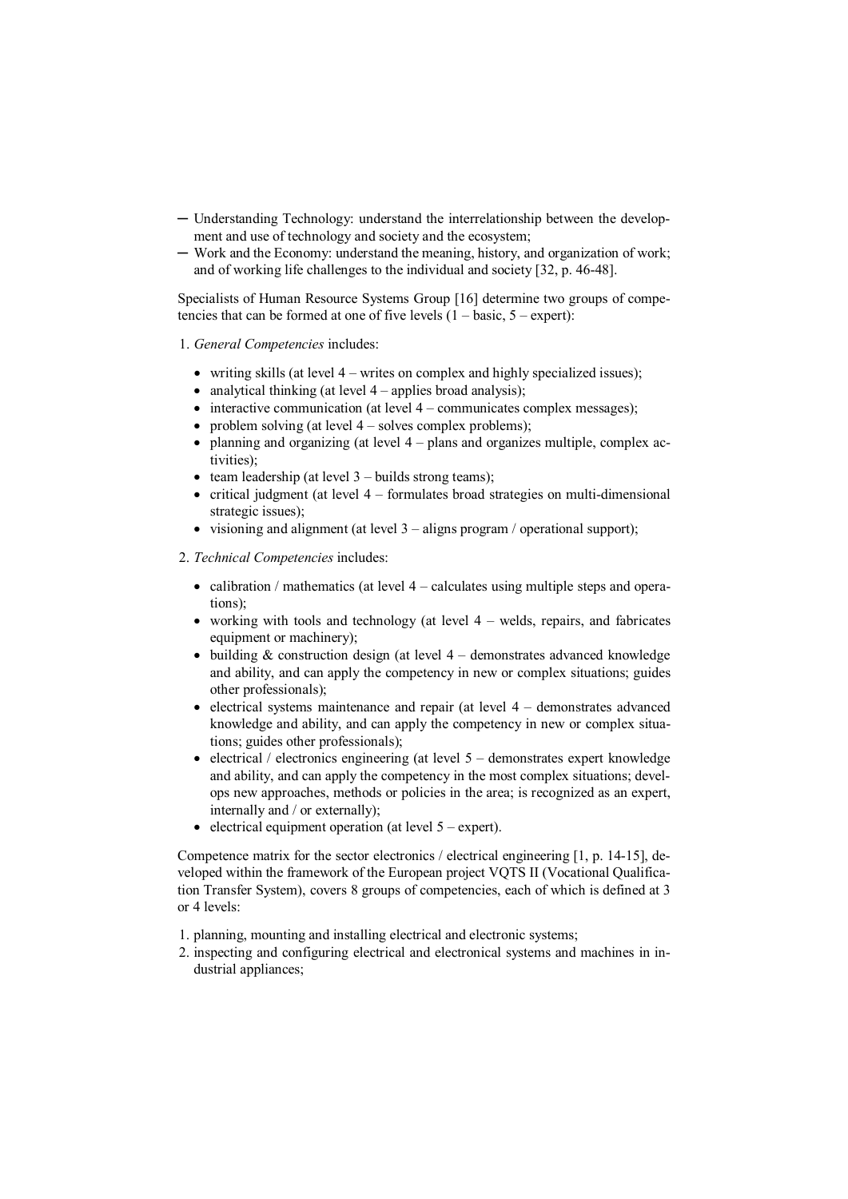- Understanding Technology: understand the interrelationship between the development and use of technology and society and the ecosystem;
- Work and the Economy: understand the meaning, history, and organization of work; and of working life challenges to the individual and society [32, p. 46-48].

Specialists of Human Resource Systems Group [16] determine two groups of competencies that can be formed at one of five levels (1 – basic, 5 – expert):

1. *General Competencies* includes:

   - writing skills (at level 4 – writes on complex and highly specialized issues);
   - analytical thinking (at level 4 – applies broad analysis);
   - interactive communication (at level 4 – communicates complex messages);
   - problem solving (at level 4 – solves complex problems);
   - planning and organizing (at level 4 – plans and organizes multiple, complex activities);
   - team leadership (at level 3 – builds strong teams);
   - critical judgment (at level 4 – formulates broad strategies on multi-dimensional strategic issues);
   - visioning and alignment (at level 3 – aligns program / operational support);

2. *Technical Competencies* includes:

   - calibration / mathematics (at level 4 – calculates using multiple steps and operations);
   - working with tools and technology (at level 4 – welds, repairs, and fabricates equipment or machinery);
   - building & construction design (at level 4 – demonstrates advanced knowledge and ability, and can apply the competency in new or complex situations; guides other professionals);
   - electrical systems maintenance and repair (at level 4 – demonstrates advanced knowledge and ability, and can apply the competency in new or complex situations; guides other professionals);
   - electrical / electronics engineering (at level 5 – demonstrates expert knowledge and ability, and can apply the competency in the most complex situations; develops new approaches, methods or policies in the area; is recognized as an expert, internally and / or externally);
   - electrical equipment operation (at level 5 – expert).

Competence matrix for the sector electronics / electrical engineering [1, p. 14-15], developed within the framework of the European project VQTS II (Vocational Qualification Transfer System), covers 8 groups of competencies, each of which is defined at 3 or 4 levels:

1. planning, mounting and installing electrical and electronic systems;
2. inspecting and configuring electrical and electronical systems and machines in industrial appliances;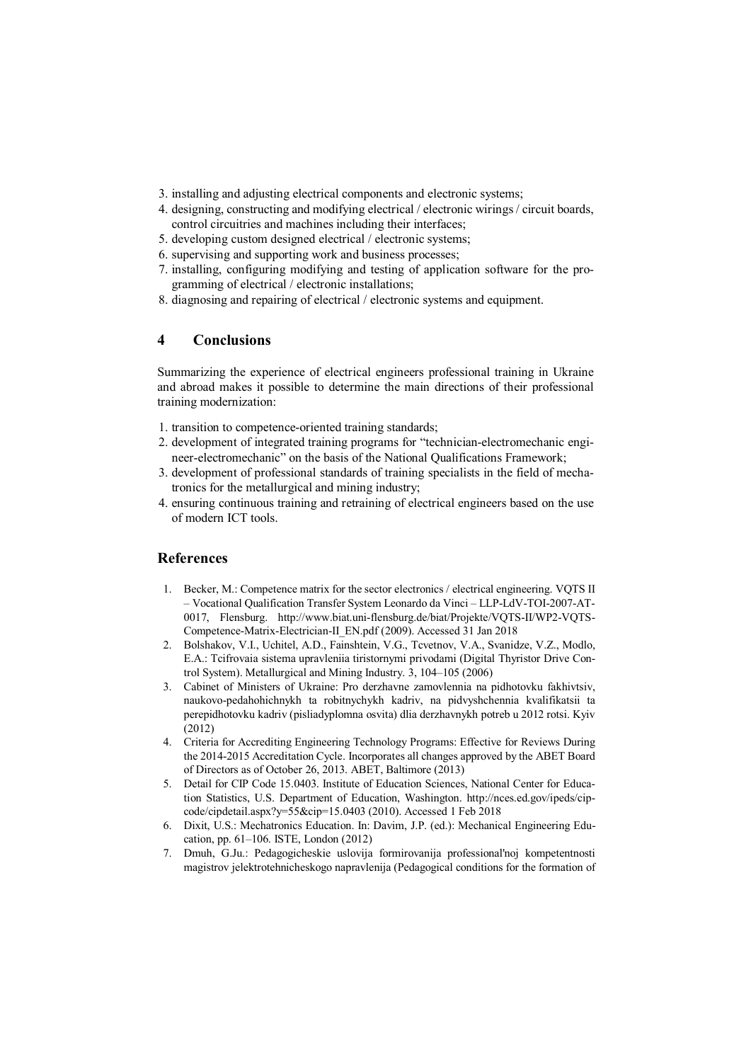3. installing and adjusting electrical components and electronic systems;
4. designing, constructing and modifying electrical / electronic wirings / circuit boards, control circuitries and machines including their interfaces;
5. developing custom designed electrical / electronic systems;
6. supervising and supporting work and business processes;
7. installing, configuring modifying and testing of application software for the programming of electrical / electronic installations;
8. diagnosing and repairing of electrical / electronic systems and equipment.

## 4 Conclusions

Summarizing the experience of electrical engineers professional training in Ukraine and abroad makes it possible to determine the main directions of their professional training modernization:

1. transition to competence-oriented training standards;
2. development of integrated training programs for "technician-electromechanic engineer-electromechanic" on the basis of the National Qualifications Framework;
3. development of professional standards of training specialists in the field of mechatronics for the metallurgical and mining industry;
4. ensuring continuous training and retraining of electrical engineers based on the use of modern ICT tools.

## References

1. Becker, M.: Competence matrix for the sector electronics / electrical engineering. VQTS II – Vocational Qualification Transfer System Leonardo da Vinci – LLP-LdV-TOI-2007-AT-0017, Flensburg. http://www.biat.uni-flensburg.de/biat/Projekte/VQTS-II/WP2-VQTS-Competence-Matrix-Electrician-II_EN.pdf (2009). Accessed 31 Jan 2018
2. Bolshakov, V.I., Uchitel, A.D., Fainshtein, V.G., Tcvetnov, V.A., Svanidze, V.Z., Modlo, E.A.: Tcifrovaia sistema upravleniia tiristornymi privodami (Digital Thyristor Drive Control System). Metallurgical and Mining Industry. 3, 104–105 (2006)
3. Cabinet of Ministers of Ukraine: Pro derzhavne zamovlennia na pidhotovku fakhivtsiv, naukovo-pedahohichnykh ta robitnychykh kadriv, na pidvyshchennia kvalifikatsii ta perepidhotovku kadriv (pisliadyplomna osvita) dlia derzhavnykh potreb u 2012 rotsi. Kyiv (2012)
4. Criteria for Accrediting Engineering Technology Programs: Effective for Reviews During the 2014-2015 Accreditation Cycle. Incorporates all changes approved by the ABET Board of Directors as of October 26, 2013. ABET, Baltimore (2013)
5. Detail for CIP Code 15.0403. Institute of Education Sciences, National Center for Education Statistics, U.S. Department of Education, Washington. http://nces.ed.gov/ipeds/cipcode/cipdetail.aspx?y=55&cip=15.0403 (2010). Accessed 1 Feb 2018
6. Dixit, U.S.: Mechatronics Education. In: Davim, J.P. (ed.): Mechanical Engineering Education, pp. 61–106. ISTE, London (2012)
7. Dmuh, G.Ju.: Pedagogicheskie uslovija formirovanija professional'noj kompetentnosti magistrov jelektrotehnicheskogo napravlenija (Pedagogical conditions for the formation of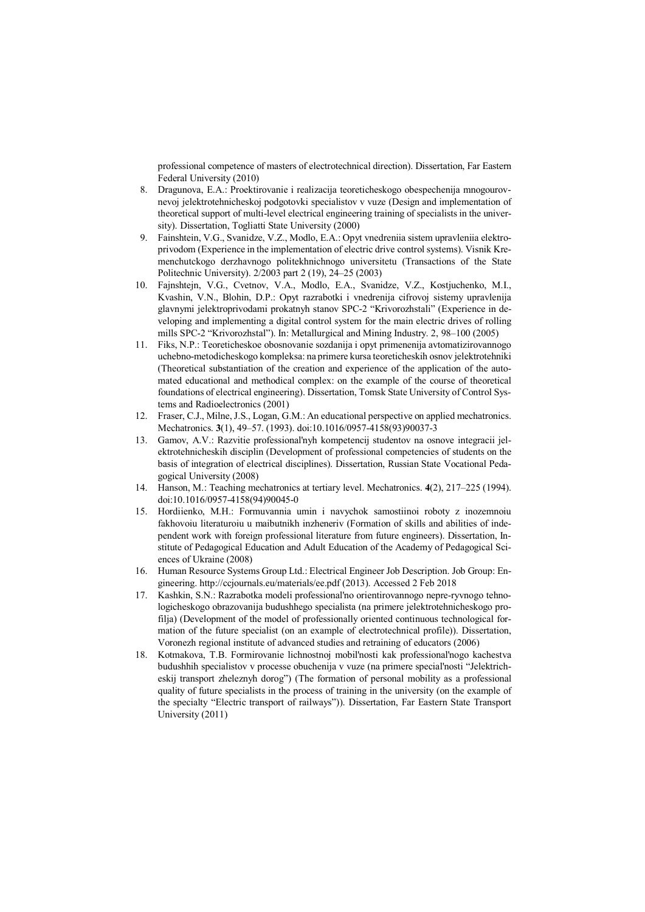professional competence of masters of electrotechnical direction). Dissertation, Far Eastern Federal University (2010)

8. Dragunova, E.A.: Proektirovanie i realizacija teoreticheskogo obespechenija mnogourovnevoj jelektrotehnicheskoj podgotovki specialistov v vuze (Design and implementation of theoretical support of multi-level electrical engineering training of specialists in the university). Dissertation, Togliatti State University (2000)
9. Fainshtein, V.G., Svanidze, V.Z., Modlo, E.A.: Opyt vnedreniia sistem upravleniia elektroprivodom (Experience in the implementation of electric drive control systems). Visnik Kremenchutckogo derzhavnogo politekhnichnogo universitetu (Transactions of the State Politechnic University). 2/2003 part 2 (19), 24–25 (2003)
10. Fajnshtejn, V.G., Cvetnov, V.A., Modlo, E.A., Svanidze, V.Z., Kostjuchenko, M.I., Kvashin, V.N., Blohin, D.P.: Opyt razrabotki i vnedrenija cifrovoj sistemy upravlenija glavnymi jelektroprivodami prokatnyh stanov SPC-2 "Krivorozhstali" (Experience in developing and implementing a digital control system for the main electric drives of rolling mills SPC-2 "Krivorozhstal"). In: Metallurgical and Mining Industry. 2, 98–100 (2005)
11. Fiks, N.P.: Teoreticheskoe obosnovanie sozdanija i opyt primenenija avtomatizirovannogo uchebno-metodicheskogo kompleksa: na primere kursa teoreticheskih osnov jelektrotehniki (Theoretical substantiation of the creation and experience of the application of the automated educational and methodical complex: on the example of the course of theoretical foundations of electrical engineering). Dissertation, Tomsk State University of Control Systems and Radioelectronics (2001)
12. Fraser, C.J., Milne, J.S., Logan, G.M.: An educational perspective on applied mechatronics. Mechatronics. **3**(1), 49–57. (1993). doi:10.1016/0957-4158(93)90037-3
13. Gamov, A.V.: Razvitie professional'nyh kompetencij studentov na osnove integracii jelektrotehnicheskih disciplin (Development of professional competencies of students on the basis of integration of electrical disciplines). Dissertation, Russian State Vocational Pedagogical University (2008)
14. Hanson, M.: Teaching mechatronics at tertiary level. Mechatronics. **4**(2), 217–225 (1994). doi:10.1016/0957-4158(94)90045-0
15. Hordiienko, M.H.: Formuvannia umin i navychok samostiinoi roboty z inozemnoiu fakhovoiu literaturoiu u maibutnikh inzheneriv (Formation of skills and abilities of independent work with foreign professional literature from future engineers). Dissertation, Institute of Pedagogical Education and Adult Education of the Academy of Pedagogical Sciences of Ukraine (2008)
16. Human Resource Systems Group Ltd.: Electrical Engineer Job Description. Job Group: Engineering. http://ccjournals.eu/materials/ee.pdf (2013). Accessed 2 Feb 2018
17. Kashkin, S.N.: Razrabotka modeli professional'no orientirovannogo nepre-ryvnogo tehnologicheskogo obrazovanija budushhego specialista (na primere jelektrotehnicheskogo profilja) (Development of the model of professionally oriented continuous technological formation of the future specialist (on an example of electrotechnical profile)). Dissertation, Voronezh regional institute of advanced studies and retraining of educators (2006)
18. Kotmakova, T.B. Formirovanie lichnostnoj mobil'nosti kak professional'nogo kachestva budushhih specialistov v processe obuchenija v vuze (na primere special'nosti "Jelektricheskij transport zheleznyh dorog") (The formation of personal mobility as a professional quality of future specialists in the process of training in the university (on the example of the specialty "Electric transport of railways")). Dissertation, Far Eastern State Transport University (2011)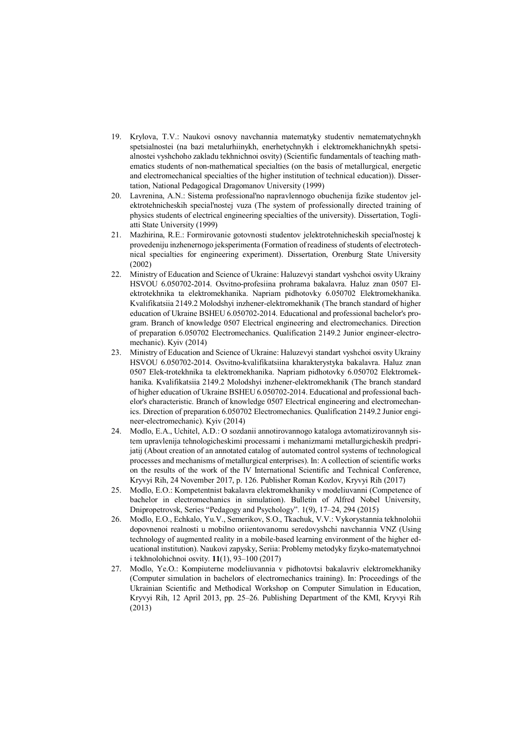19. Krylova, T.V.: Naukovi osnovy navchannia matematyky studentiv nematematychnykh spetsialnostei (na bazi metalurhiinykh, enerhetychnykh i elektromekhanichnykh spetsialnostei vyshchoho zakladu tekhnichnoi osvity) (Scientific fundamentals of teaching mathematics students of non-mathematical specialties (on the basis of metallurgical, energetic and electromechanical specialties of the higher institution of technical education)). Dissertation, National Pedagogical Dragomanov University (1999)
20. Lavrenina, A.N.: Sistema professional'no napravlennogo obuchenija fizike studentov jelektrotehnicheskih special'nostej vuza (The system of professionally directed training of physics students of electrical engineering specialties of the university). Dissertation, Togliatti State University (1999)
21. Mazhirina, R.E.: Formirovanie gotovnosti studentov jelektrotehnicheskih special'nostej k provedeniju inzhenernogo jeksperimenta (Formation of readiness of students of electrotechnical specialties for engineering experiment). Dissertation, Orenburg State University (2002)
22. Ministry of Education and Science of Ukraine: Haluzevyi standart vyshchoi osvity Ukrainy HSVOU 6.050702-2014. Osvitno-profesiina prohrama bakalavra. Haluz znan 0507 Elektrotekhnika ta elektromekhanika. Napriam pidhotovky 6.050702 Elektromekhanika. Kvalifikatsiia 2149.2 Molodshyi inzhener-elektromekhanik (The branch standard of higher education of Ukraine BSHEU 6.050702-2014. Educational and professional bachelor's program. Branch of knowledge 0507 Electrical engineering and electromechanics. Direction of preparation 6.050702 Electromechanics. Qualification 2149.2 Junior engineer-electromechanic). Kyiv (2014)
23. Ministry of Education and Science of Ukraine: Haluzevyi standart vyshchoi osvity Ukrainy HSVOU 6.050702-2014. Osvitno-kvalifikatsiina kharakterystyka bakalavra. Haluz znan 0507 Elek-trotekhnika ta elektromekhanika. Napriam pidhotovky 6.050702 Elektromekhanika. Kvalifikatsiia 2149.2 Molodshyi inzhener-elektromekhanik (The branch standard of higher education of Ukraine BSHEU 6.050702-2014. Educational and professional bachelor's characteristic. Branch of knowledge 0507 Electrical engineering and electromechanics. Direction of preparation 6.050702 Electromechanics. Qualification 2149.2 Junior engineer-electromechanic). Kyiv (2014)
24. Modlo, E.A., Uchitel, A.D.: O sozdanii annotirovannogo kataloga avtomatizirovannyh sistem upravlenija tehnologicheskimi processami i mehanizmami metallurgicheskih predprijatij (About creation of an annotated catalog of automated control systems of technological processes and mechanisms of metallurgical enterprises). In: A collection of scientific works on the results of the work of the IV International Scientific and Technical Conference, Kryvyi Rih, 24 November 2017, p. 126. Publisher Roman Kozlov, Kryvyi Rih (2017)
25. Modlo, E.O.: Kompetentnist bakalavra elektromekhaniky v modeliuvanni (Competence of bachelor in electromechanics in simulation). Bulletin of Alfred Nobel University, Dnipropetrovsk, Series "Pedagogy and Psychology". 1(9), 17–24, 294 (2015)
26. Modlo, E.O., Echkalo, Yu.V., Semerikov, S.O., Tkachuk, V.V.: Vykorystannia tekhnolohii dopovnenoi realnosti u mobilno oriientovanomu seredovyshchi navchannia VNZ (Using technology of augmented reality in a mobile-based learning environment of the higher educational institution). Naukovi zapysky, Seriia: Problemy metodyky fizyko-matematychnoi i tekhnolohichnoi osvity. **11**(1), 93–100 (2017)
27. Modlo, Ye.O.: Kompiuterne modeliuvannia v pidhotovtsi bakalavriv elektromekhaniky (Computer simulation in bachelors of electromechanics training). In: Proceedings of the Ukrainian Scientific and Methodical Workshop on Computer Simulation in Education, Kryvyi Rih, 12 April 2013, pp. 25–26. Publishing Department of the KMI, Kryvyi Rih (2013)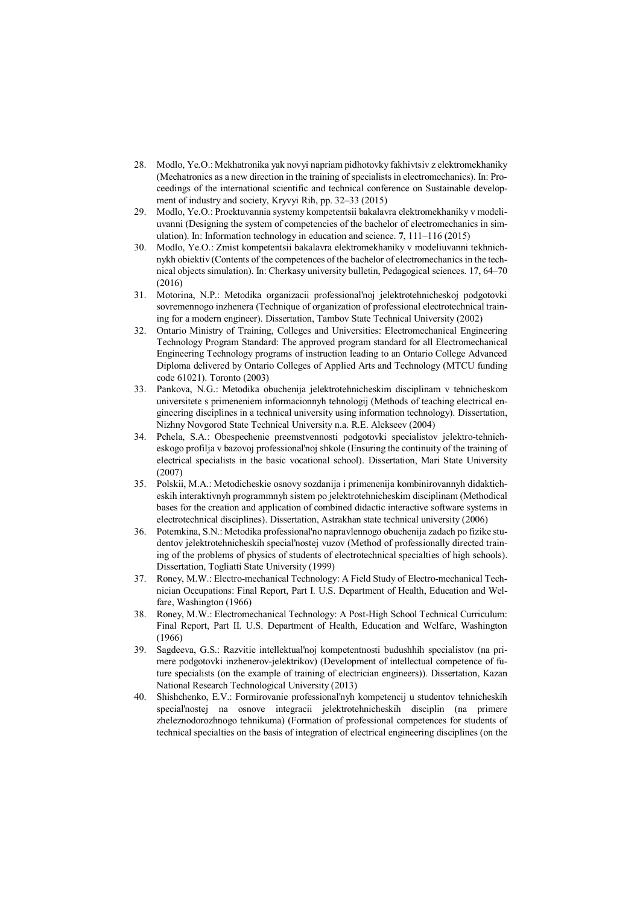28. Modlo, Ye.O.: Mekhatronika yak novyi napriam pidhotovky fakhivtsiv z elektromekhaniky (Mechatronics as a new direction in the training of specialists in electromechanics). In: Proceedings of the international scientific and technical conference on Sustainable development of industry and society, Kryvyi Rih, pp. 32–33 (2015)
29. Modlo, Ye.O.: Proektuvannia systemy kompetentsii bakalavra elektromekhaniky v modeliuvanni (Designing the system of competencies of the bachelor of electromechanics in simulation). In: Information technology in education and science. **7**, 111–116 (2015)
30. Modlo, Ye.O.: Zmist kompetentsii bakalavra elektromekhaniky v modeliuvanni tekhnichnykh obiektiv (Contents of the competences of the bachelor of electromechanics in the technical objects simulation). In: Cherkasy university bulletin, Pedagogical sciences. 17, 64–70 (2016)
31. Motorina, N.P.: Metodika organizacii professional'noj jelektrotehnicheskoj podgotovki sovremennogo inzhenera (Technique of organization of professional electrotechnical training for a modern engineer). Dissertation, Tambov State Technical University (2002)
32. Ontario Ministry of Training, Colleges and Universities: Electromechanical Engineering Technology Program Standard: The approved program standard for all Electromechanical Engineering Technology programs of instruction leading to an Ontario College Advanced Diploma delivered by Ontario Colleges of Applied Arts and Technology (MTCU funding code 61021). Toronto (2003)
33. Pankova, N.G.: Metodika obuchenija jelektrotehnicheskim disciplinam v tehnicheskom universitete s primeneniem informacionnyh tehnologij (Methods of teaching electrical engineering disciplines in a technical university using information technology). Dissertation, Nizhny Novgorod State Technical University n.a. R.E. Alekseev (2004)
34. Pchela, S.A.: Obespechenie preemstvennosti podgotovki specialistov jelektro-tehnicheskogo profilja v bazovoj professional'noj shkole (Ensuring the continuity of the training of electrical specialists in the basic vocational school). Dissertation, Mari State University (2007)
35. Polskii, M.A.: Metodicheskie osnovy sozdanija i primenenija kombinirovannyh didakticheskih interaktivnyh programmnyh sistem po jelektrotehnicheskim disciplinam (Methodical bases for the creation and application of combined didactic interactive software systems in electrotechnical disciplines). Dissertation, Astrakhan state technical university (2006)
36. Potemkina, S.N.: Metodika professional'no napravlennogo obuchenija zadach po fizike studentov jelektrotehnicheskih special'nostej vuzov (Method of professionally directed training of the problems of physics of students of electrotechnical specialties of high schools). Dissertation, Togliatti State University (1999)
37. Roney, M.W.: Electro-mechanical Technology: A Field Study of Electro-mechanical Technician Occupations: Final Report, Part I. U.S. Department of Health, Education and Welfare, Washington (1966)
38. Roney, M.W.: Electromechanical Technology: A Post-High School Technical Curriculum: Final Report, Part II. U.S. Department of Health, Education and Welfare, Washington (1966)
39. Sagdeeva, G.S.: Razvitie intellektual'noj kompetentnosti budushhih specialistov (na primere podgotovki inzhenerov-jelektrikov) (Development of intellectual competence of future specialists (on the example of training of electrician engineers)). Dissertation, Kazan National Research Technological University (2013)
40. Shishchenko, E.V.: Formirovanie professional'nyh kompetencij u studentov tehnicheskih special'nostej na osnove integracii jelektrotehnicheskih disciplin (na primere zheleznodorozhnogo tehnikuma) (Formation of professional competences for students of technical specialties on the basis of integration of electrical engineering disciplines (on the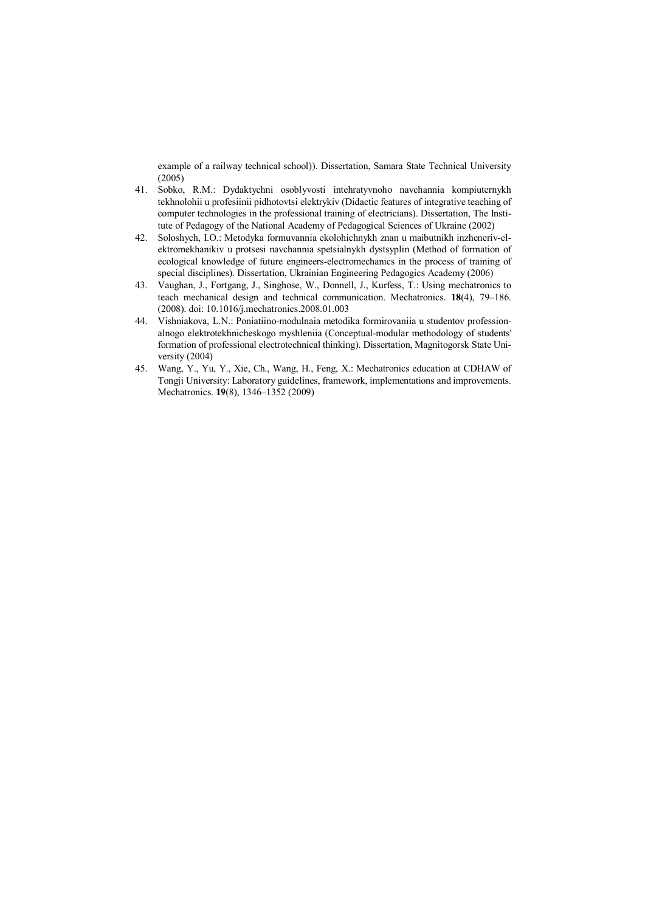example of a railway technical school)). Dissertation, Samara State Technical University (2005)

41. Sobko, R.M.: Dydaktychni osoblyvosti intehratyvnoho navchannia kompiuternykh tekhnolohii u profesiinii pidhotovtsi elektrykiv (Didactic features of integrative teaching of computer technologies in the professional training of electricians). Dissertation, The Institute of Pedagogy of the National Academy of Pedagogical Sciences of Ukraine (2002)
42. Soloshych, I.O.: Metodyka formuvannia ekolohichnykh znan u maibutnikh inzheneriv-elektromekhanikiv u protsesi navchannia spetsialnykh dystsyplin (Method of formation of ecological knowledge of future engineers-electromechanics in the process of training of special disciplines). Dissertation, Ukrainian Engineering Pedagogics Academy (2006)
43. Vaughan, J., Fortgang, J., Singhose, W., Donnell, J., Kurfess, T.: Using mechatronics to teach mechanical design and technical communication. Mechatronics. **18**(4), 79–186. (2008). doi: 10.1016/j.mechatronics.2008.01.003
44. Vishniakova, L.N.: Poniatiino-modulnaia metodika formirovaniia u studentov professionalnogo elektrotekhnicheskogo myshleniia (Conceptual-modular methodology of students' formation of professional electrotechnical thinking). Dissertation, Magnitogorsk State University (2004)
45. Wang, Y., Yu, Y., Xie, Ch., Wang, H., Feng, X.: Mechatronics education at CDHAW of Tongji University: Laboratory guidelines, framework, implementations and improvements. Mechatronics. **19**(8), 1346–1352 (2009)